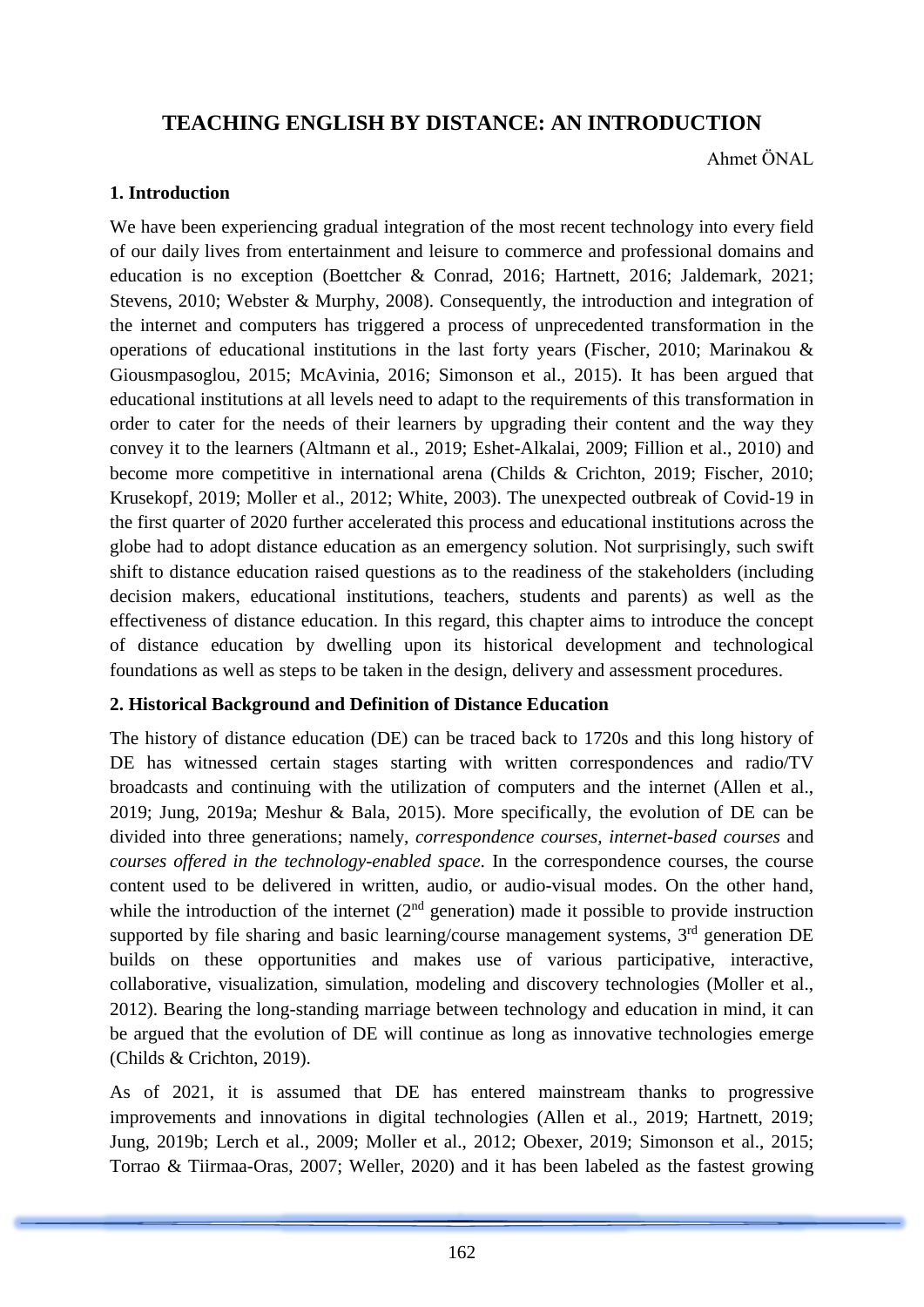# TEACHING ENGLISH BY DISTANCE: AN INTRODUCTION

Ahmet ÖNAL

## 1. Introduction

We have been experiencing gradual integration of the most recent technology into every field of our daily lives from entertainment and leisure to commerce and professional domains and education is no exception (Boettcher & Conrad, 2016; Hartnett, 2016; Jaldemark, 2021; Stevens, 2010; Webster & Murphy, 2008). Consequently, the introduction and integration of the internet and computers has triggered a process of unprecedented transformation in the operations of educational institutions in the last forty years (Fischer, 2010; Marinakou & Giousmpasoglou, 2015; McAvinia, 2016; Simonson et al., 2015). It has been argued that educational institutions at all levels need to adapt to the requirements of this transformation in order to cater for the needs of their learners by upgrading their content and the way they convey it to the learners (Altmann et al., 2019; Eshet-Alkalai, 2009; Fillion et al., 2010) and become more competitive in international arena (Childs & Crichton, 2019; Fischer, 2010; Krusekopf, 2019; Moller et al., 2012; White, 2003). The unexpected outbreak of Covid-19 in the first quarter of 2020 further accelerated this process and educational institutions across the globe had to adopt distance education as an emergency solution. Not surprisingly, such swift shift to distance education raised questions as to the readiness of the stakeholders (including decision makers, educational institutions, teachers, students and parents) as well as the effectiveness of distance education. In this regard, this chapter aims to introduce the concept of distance education by dwelling upon its historical development and technological foundations as well as steps to be taken in the design, delivery and assessment procedures.

## 2. Historical Background and Definition of Distance Education

The history of distance education (DE) can be traced back to 1720s and this long history of DE has witnessed certain stages starting with written correspondences and radio/TV broadcasts and continuing with the utilization of computers and the internet (Allen et al., 2019; Jung, 2019a; Meshur & Bala, 2015). More specifically, the evolution of DE can be divided into three generations; namely, *correspondence courses*, *internet-based courses* and *courses offered in the technology-enabled space.* In the correspondence courses, the course content used to be delivered in written, audio, or audio-visual modes. On the other hand, while the introduction of the internet (2nd generation) made it possible to provide instruction supported by file sharing and basic learning/course management systems, 3rd generation DE builds on these opportunities and makes use of various participative, interactive, collaborative, visualization, simulation, modeling and discovery technologies (Moller et al., 2012). Bearing the long-standing marriage between technology and education in mind, it can be argued that the evolution of DE will continue as long as innovative technologies emerge (Childs & Crichton, 2019).

As of 2021, it is assumed that DE has entered mainstream thanks to progressive improvements and innovations in digital technologies (Allen et al., 2019; Hartnett, 2019; Jung, 2019b; Lerch et al., 2009; Moller et al., 2012; Obexer, 2019; Simonson et al., 2015; Torrao & Tiirmaa-Oras, 2007; Weller, 2020) and it has been labeled as the fastest growing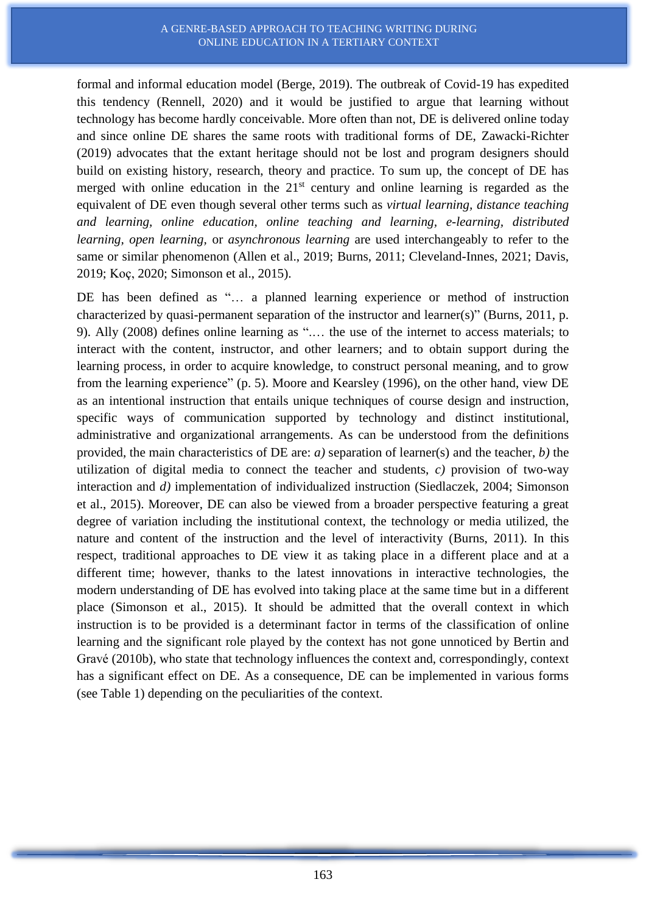formal and informal education model (Berge, 2019). The outbreak of Covid-19 has expedited this tendency (Rennell, 2020) and it would be justified to argue that learning without technology has become hardly conceivable. More often than not, DE is delivered online today and since online DE shares the same roots with traditional forms of DE, Zawacki-Richter (2019) advocates that the extant heritage should not be lost and program designers should build on existing history, research, theory and practice. To sum up, the concept of DE has merged with online education in the 21st century and online learning is regarded as the equivalent of DE even though several other terms such as *virtual learning*, *distance teaching and learning*, *online education*, *online teaching and learning*, *e-learning*, *distributed learning*, *open learning*, or *asynchronous learning* are used interchangeably to refer to the same or similar phenomenon (Allen et al., 2019; Burns, 2011; Cleveland-Innes, 2021; Davis, 2019; Koç, 2020; Simonson et al., 2015).

DE has been defined as "… a planned learning experience or method of instruction characterized by quasi-permanent separation of the instructor and learner(s)" (Burns, 2011, p. 9). Ally (2008) defines online learning as "…. the use of the internet to access materials; to interact with the content, instructor, and other learners; and to obtain support during the learning process, in order to acquire knowledge, to construct personal meaning, and to grow from the learning experience" (p. 5). Moore and Kearsley (1996), on the other hand, view DE as an intentional instruction that entails unique techniques of course design and instruction, specific ways of communication supported by technology and distinct institutional, administrative and organizational arrangements. As can be understood from the definitions provided, the main characteristics of DE are: *a)* separation of learner(s) and the teacher, *b)* the utilization of digital media to connect the teacher and students, *c)* provision of two-way interaction and *d)* implementation of individualized instruction (Siedlaczek, 2004; Simonson et al., 2015). Moreover, DE can also be viewed from a broader perspective featuring a great degree of variation including the institutional context, the technology or media utilized, the nature and content of the instruction and the level of interactivity (Burns, 2011). In this respect, traditional approaches to DE view it as taking place in a different place and at a different time; however, thanks to the latest innovations in interactive technologies, the modern understanding of DE has evolved into taking place at the same time but in a different place (Simonson et al., 2015). It should be admitted that the overall context in which instruction is to be provided is a determinant factor in terms of the classification of online learning and the significant role played by the context has not gone unnoticed by Bertin and Gravé (2010b), who state that technology influences the context and, correspondingly, context has a significant effect on DE. As a consequence, DE can be implemented in various forms (see Table 1) depending on the peculiarities of the context.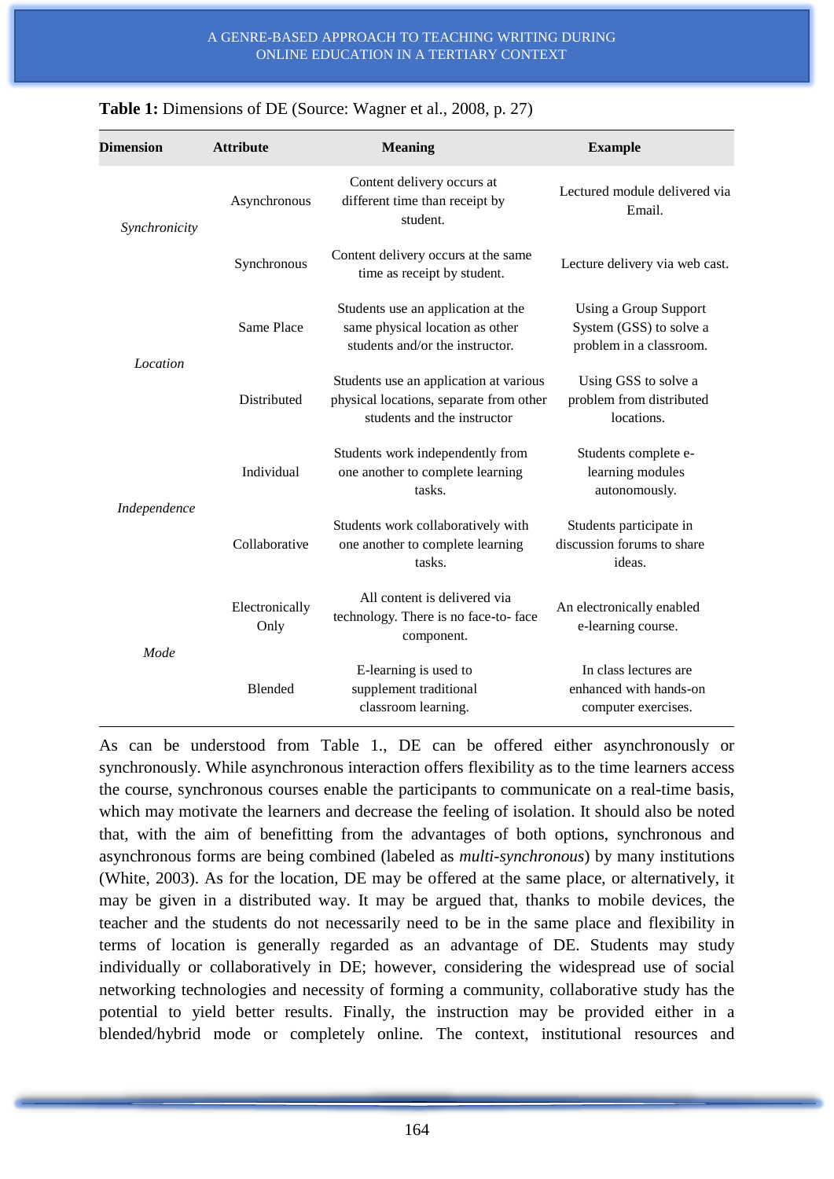**Table 1:** Dimensions of DE (Source: Wagner et al., 2008, p. 27)

| Dimension | Attribute | Meaning | Example |
|---|---|---|---|
| *Synchronicity* | Asynchronous | Content delivery occurs at different time than receipt by student. | Lectured module delivered via Email. |
| | Synchronous | Content delivery occurs at the same time as receipt by student. | Lecture delivery via web cast. |
| *Location* | Same Place | Students use an application at the same physical location as other students and/or the instructor. | Using a Group Support System (GSS) to solve a problem in a classroom. |
| | Distributed | Students use an application at various physical locations, separate from other students and the instructor | Using GSS to solve a problem from distributed locations. |
| *Independence* | Individual | Students work independently from one another to complete learning tasks. | Students complete e-learning modules autonomously. |
| | Collaborative | Students work collaboratively with one another to complete learning tasks. | Students participate in discussion forums to share ideas. |
| *Mode* | Electronically Only | All content is delivered via technology. There is no face-to- face component. | An electronically enabled e-learning course. |
| | Blended | E-learning is used to supplement traditional classroom learning. | In class lectures are enhanced with hands-on computer exercises. |

As can be understood from Table 1., DE can be offered either asynchronously or synchronously. While asynchronous interaction offers flexibility as to the time learners access the course, synchronous courses enable the participants to communicate on a real-time basis, which may motivate the learners and decrease the feeling of isolation. It should also be noted that, with the aim of benefitting from the advantages of both options, synchronous and asynchronous forms are being combined (labeled as *multi-synchronous*) by many institutions (White, 2003). As for the location, DE may be offered at the same place, or alternatively, it may be given in a distributed way. It may be argued that, thanks to mobile devices, the teacher and the students do not necessarily need to be in the same place and flexibility in terms of location is generally regarded as an advantage of DE. Students may study individually or collaboratively in DE; however, considering the widespread use of social networking technologies and necessity of forming a community, collaborative study has the potential to yield better results. Finally, the instruction may be provided either in a blended/hybrid mode or completely online. The context, institutional resources and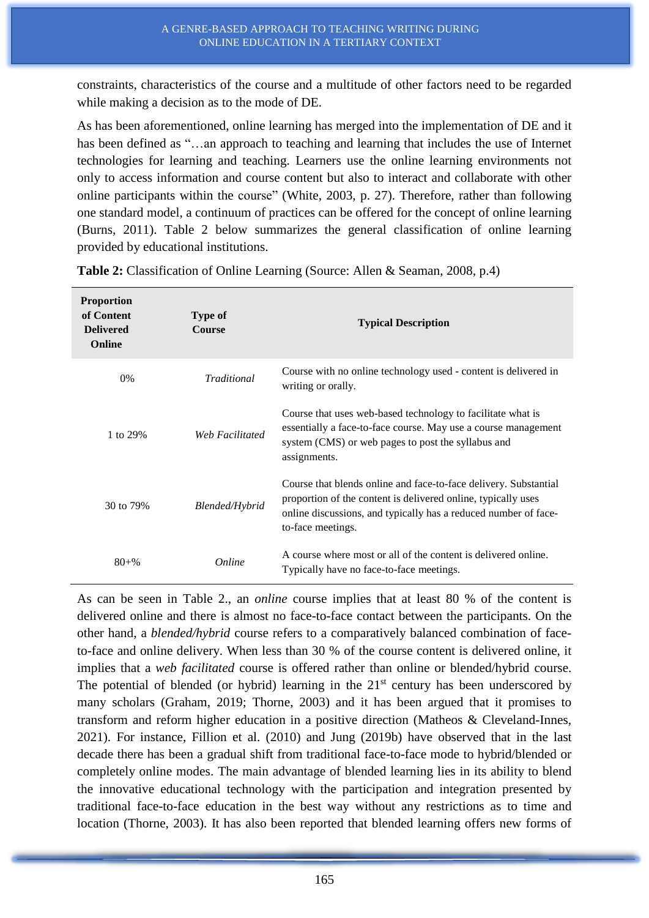constraints, characteristics of the course and a multitude of other factors need to be regarded while making a decision as to the mode of DE.

As has been aforementioned, online learning has merged into the implementation of DE and it has been defined as "…an approach to teaching and learning that includes the use of Internet technologies for learning and teaching. Learners use the online learning environments not only to access information and course content but also to interact and collaborate with other online participants within the course" (White, 2003, p. 27). Therefore, rather than following one standard model, a continuum of practices can be offered for the concept of online learning (Burns, 2011). Table 2 below summarizes the general classification of online learning provided by educational institutions.

**Table 2:** Classification of Online Learning (Source: Allen & Seaman, 2008, p.4)

| Proportion of Content Delivered Online | Type of Course | Typical Description |
|---|---|---|
| 0% | *Traditional* | Course with no online technology used - content is delivered in writing or orally. |
| 1 to 29% | *Web Facilitated* | Course that uses web-based technology to facilitate what is essentially a face-to-face course. May use a course management system (CMS) or web pages to post the syllabus and assignments. |
| 30 to 79% | *Blended/Hybrid* | Course that blends online and face-to-face delivery. Substantial proportion of the content is delivered online, typically uses online discussions, and typically has a reduced number of face-to-face meetings. |
| 80+% | *Online* | A course where most or all of the content is delivered online. Typically have no face-to-face meetings. |

As can be seen in Table 2., an *online* course implies that at least 80 % of the content is delivered online and there is almost no face-to-face contact between the participants. On the other hand, a *blended/hybrid* course refers to a comparatively balanced combination of face-to-face and online delivery. When less than 30 % of the course content is delivered online, it implies that a *web facilitated* course is offered rather than online or blended/hybrid course. The potential of blended (or hybrid) learning in the 21st century has been underscored by many scholars (Graham, 2019; Thorne, 2003) and it has been argued that it promises to transform and reform higher education in a positive direction (Matheos & Cleveland-Innes, 2021). For instance, Fillion et al. (2010) and Jung (2019b) have observed that in the last decade there has been a gradual shift from traditional face-to-face mode to hybrid/blended or completely online modes. The main advantage of blended learning lies in its ability to blend the innovative educational technology with the participation and integration presented by traditional face-to-face education in the best way without any restrictions as to time and location (Thorne, 2003). It has also been reported that blended learning offers new forms of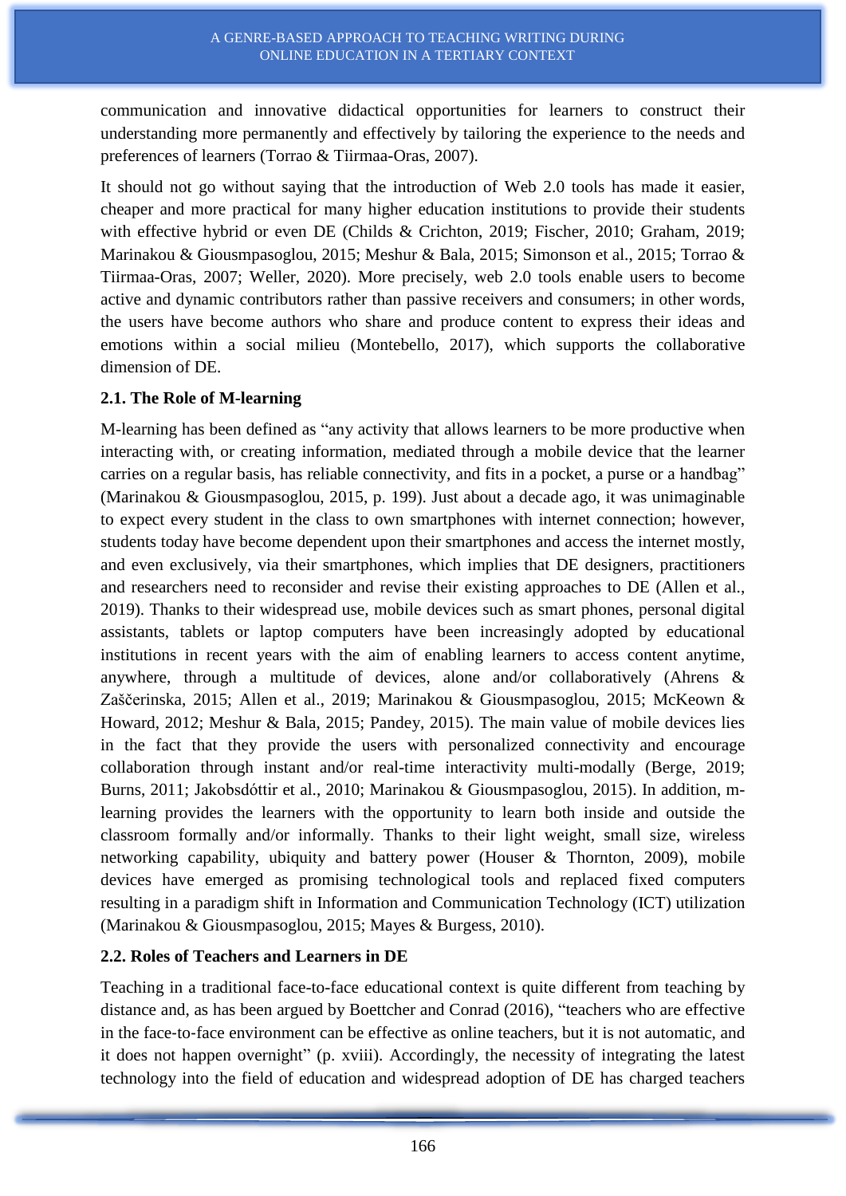communication and innovative didactical opportunities for learners to construct their understanding more permanently and effectively by tailoring the experience to the needs and preferences of learners (Torrao & Tiirmaa-Oras, 2007).

It should not go without saying that the introduction of Web 2.0 tools has made it easier, cheaper and more practical for many higher education institutions to provide their students with effective hybrid or even DE (Childs & Crichton, 2019; Fischer, 2010; Graham, 2019; Marinakou & Giousmpasoglou, 2015; Meshur & Bala, 2015; Simonson et al., 2015; Torrao & Tiirmaa-Oras, 2007; Weller, 2020). More precisely, web 2.0 tools enable users to become active and dynamic contributors rather than passive receivers and consumers; in other words, the users have become authors who share and produce content to express their ideas and emotions within a social milieu (Montebello, 2017), which supports the collaborative dimension of DE.

### 2.1. The Role of M-learning

M-learning has been defined as “any activity that allows learners to be more productive when interacting with, or creating information, mediated through a mobile device that the learner carries on a regular basis, has reliable connectivity, and fits in a pocket, a purse or a handbag” (Marinakou & Giousmpasoglou, 2015, p. 199). Just about a decade ago, it was unimaginable to expect every student in the class to own smartphones with internet connection; however, students today have become dependent upon their smartphones and access the internet mostly, and even exclusively, via their smartphones, which implies that DE designers, practitioners and researchers need to reconsider and revise their existing approaches to DE (Allen et al., 2019). Thanks to their widespread use, mobile devices such as smart phones, personal digital assistants, tablets or laptop computers have been increasingly adopted by educational institutions in recent years with the aim of enabling learners to access content anytime, anywhere, through a multitude of devices, alone and/or collaboratively (Ahrens & Zaščerinska, 2015; Allen et al., 2019; Marinakou & Giousmpasoglou, 2015; McKeown & Howard, 2012; Meshur & Bala, 2015; Pandey, 2015). The main value of mobile devices lies in the fact that they provide the users with personalized connectivity and encourage collaboration through instant and/or real-time interactivity multi-modally (Berge, 2019; Burns, 2011; Jakobsdóttir et al., 2010; Marinakou & Giousmpasoglou, 2015). In addition, m-learning provides the learners with the opportunity to learn both inside and outside the classroom formally and/or informally. Thanks to their light weight, small size, wireless networking capability, ubiquity and battery power (Houser & Thornton, 2009), mobile devices have emerged as promising technological tools and replaced fixed computers resulting in a paradigm shift in Information and Communication Technology (ICT) utilization (Marinakou & Giousmpasoglou, 2015; Mayes & Burgess, 2010).

### 2.2. Roles of Teachers and Learners in DE

Teaching in a traditional face-to-face educational context is quite different from teaching by distance and, as has been argued by Boettcher and Conrad (2016), “teachers who are effective in the face-to-face environment can be effective as online teachers, but it is not automatic, and it does not happen overnight” (p. xviii). Accordingly, the necessity of integrating the latest technology into the field of education and widespread adoption of DE has charged teachers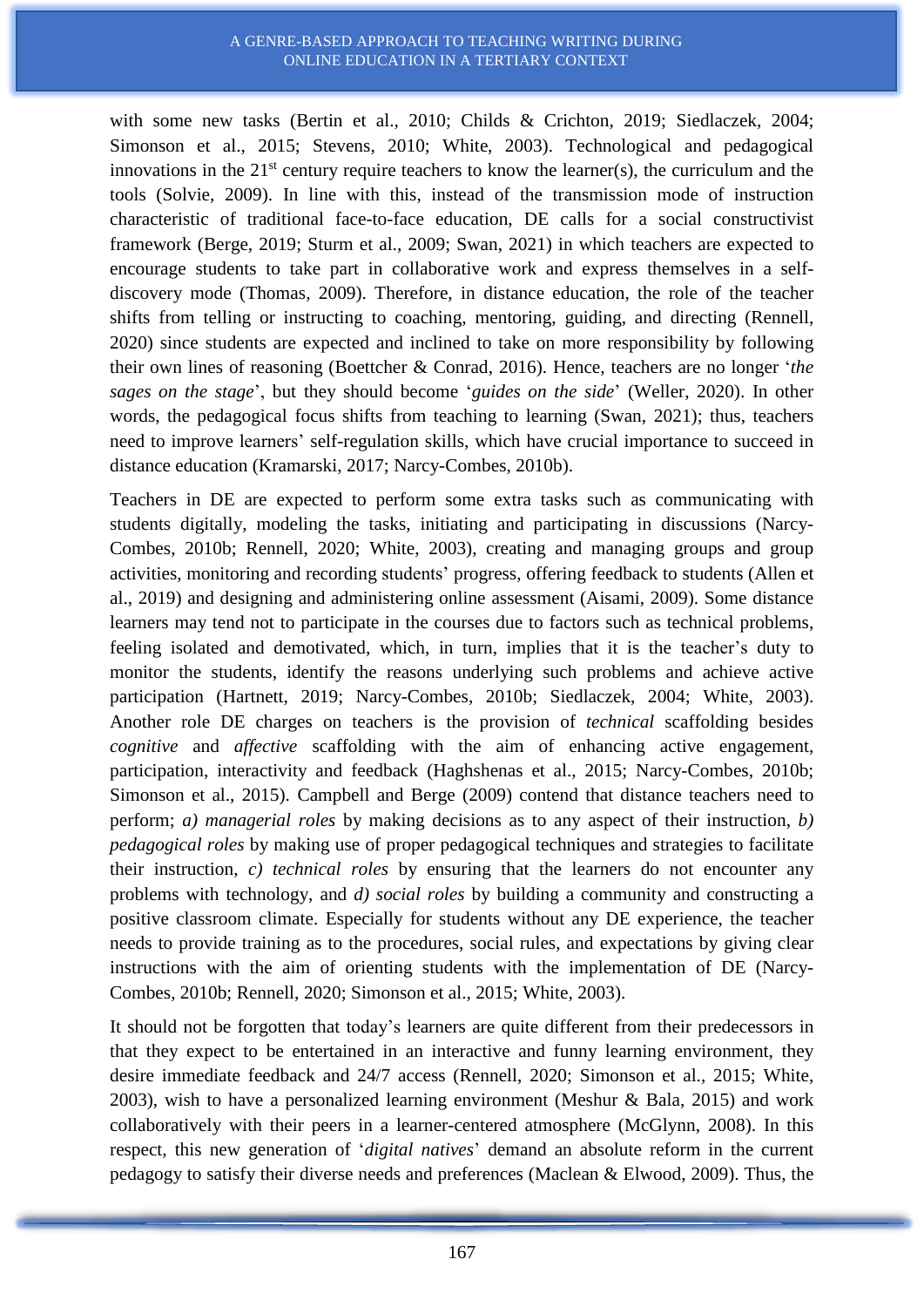with some new tasks (Bertin et al., 2010; Childs & Crichton, 2019; Siedlaczek, 2004; Simonson et al., 2015; Stevens, 2010; White, 2003). Technological and pedagogical innovations in the 21st century require teachers to know the learner(s), the curriculum and the tools (Solvie, 2009). In line with this, instead of the transmission mode of instruction characteristic of traditional face-to-face education, DE calls for a social constructivist framework (Berge, 2019; Sturm et al., 2009; Swan, 2021) in which teachers are expected to encourage students to take part in collaborative work and express themselves in a self-discovery mode (Thomas, 2009). Therefore, in distance education, the role of the teacher shifts from telling or instructing to coaching, mentoring, guiding, and directing (Rennell, 2020) since students are expected and inclined to take on more responsibility by following their own lines of reasoning (Boettcher & Conrad, 2016). Hence, teachers are no longer '*the sages on the stage*', but they should become '*guides on the side*' (Weller, 2020). In other words, the pedagogical focus shifts from teaching to learning (Swan, 2021); thus, teachers need to improve learners' self-regulation skills, which have crucial importance to succeed in distance education (Kramarski, 2017; Narcy-Combes, 2010b).

Teachers in DE are expected to perform some extra tasks such as communicating with students digitally, modeling the tasks, initiating and participating in discussions (Narcy-Combes, 2010b; Rennell, 2020; White, 2003), creating and managing groups and group activities, monitoring and recording students' progress, offering feedback to students (Allen et al., 2019) and designing and administering online assessment (Aisami, 2009). Some distance learners may tend not to participate in the courses due to factors such as technical problems, feeling isolated and demotivated, which, in turn, implies that it is the teacher's duty to monitor the students, identify the reasons underlying such problems and achieve active participation (Hartnett, 2019; Narcy-Combes, 2010b; Siedlaczek, 2004; White, 2003). Another role DE charges on teachers is the provision of *technical* scaffolding besides *cognitive* and *affective* scaffolding with the aim of enhancing active engagement, participation, interactivity and feedback (Haghshenas et al., 2015; Narcy-Combes, 2010b; Simonson et al., 2015). Campbell and Berge (2009) contend that distance teachers need to perform; *a) managerial roles* by making decisions as to any aspect of their instruction, *b) pedagogical roles* by making use of proper pedagogical techniques and strategies to facilitate their instruction, *c) technical roles* by ensuring that the learners do not encounter any problems with technology, and *d) social roles* by building a community and constructing a positive classroom climate. Especially for students without any DE experience, the teacher needs to provide training as to the procedures, social rules, and expectations by giving clear instructions with the aim of orienting students with the implementation of DE (Narcy-Combes, 2010b; Rennell, 2020; Simonson et al., 2015; White, 2003).

It should not be forgotten that today's learners are quite different from their predecessors in that they expect to be entertained in an interactive and funny learning environment, they desire immediate feedback and 24/7 access (Rennell, 2020; Simonson et al., 2015; White, 2003), wish to have a personalized learning environment (Meshur & Bala, 2015) and work collaboratively with their peers in a learner-centered atmosphere (McGlynn, 2008). In this respect, this new generation of '*digital natives*' demand an absolute reform in the current pedagogy to satisfy their diverse needs and preferences (Maclean & Elwood, 2009). Thus, the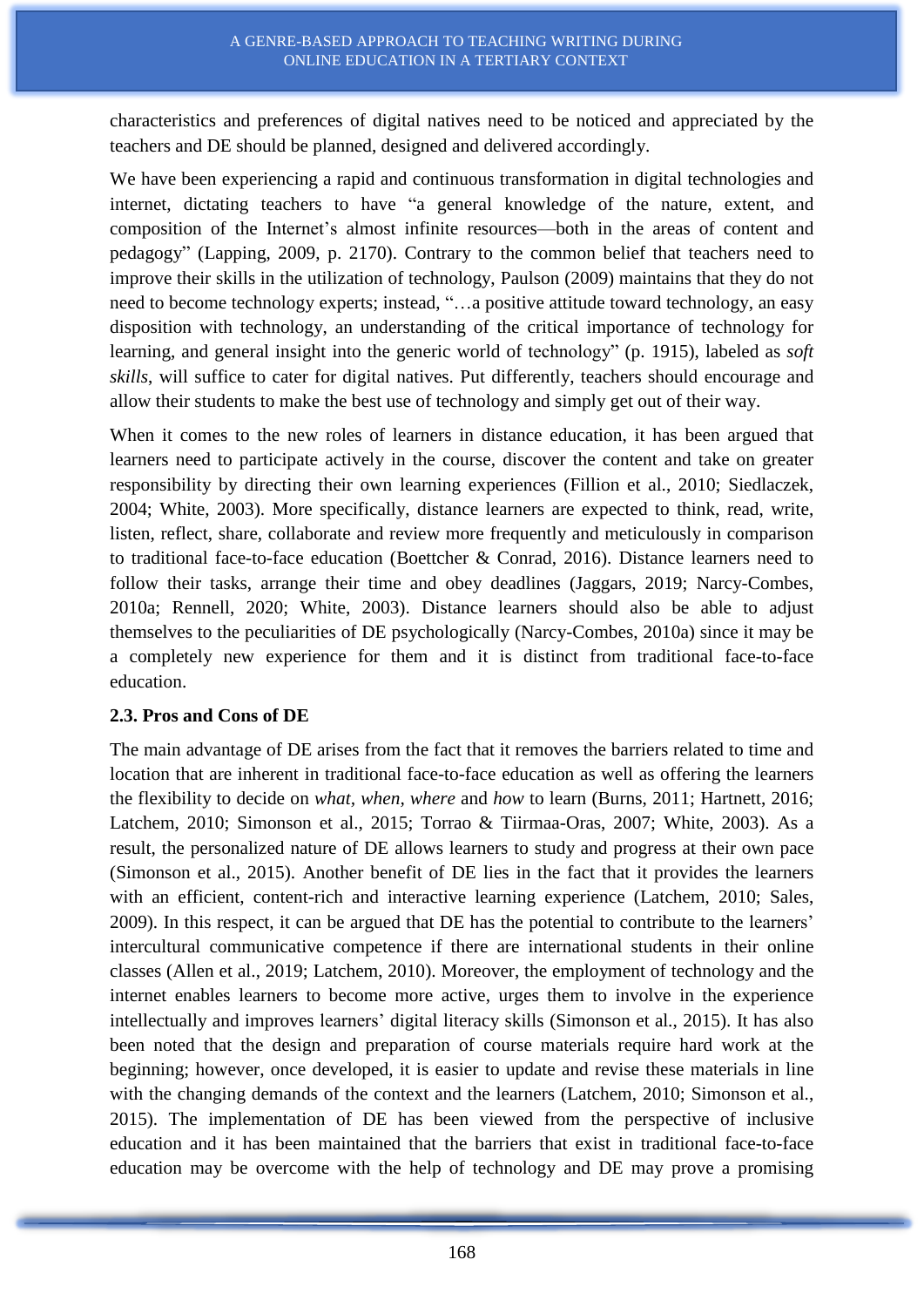characteristics and preferences of digital natives need to be noticed and appreciated by the teachers and DE should be planned, designed and delivered accordingly.

We have been experiencing a rapid and continuous transformation in digital technologies and internet, dictating teachers to have "a general knowledge of the nature, extent, and composition of the Internet's almost infinite resources—both in the areas of content and pedagogy" (Lapping, 2009, p. 2170). Contrary to the common belief that teachers need to improve their skills in the utilization of technology, Paulson (2009) maintains that they do not need to become technology experts; instead, "…a positive attitude toward technology, an easy disposition with technology, an understanding of the critical importance of technology for learning, and general insight into the generic world of technology" (p. 1915), labeled as *soft skills*, will suffice to cater for digital natives. Put differently, teachers should encourage and allow their students to make the best use of technology and simply get out of their way.

When it comes to the new roles of learners in distance education, it has been argued that learners need to participate actively in the course, discover the content and take on greater responsibility by directing their own learning experiences (Fillion et al., 2010; Siedlaczek, 2004; White, 2003). More specifically, distance learners are expected to think, read, write, listen, reflect, share, collaborate and review more frequently and meticulously in comparison to traditional face-to-face education (Boettcher & Conrad, 2016). Distance learners need to follow their tasks, arrange their time and obey deadlines (Jaggars, 2019; Narcy-Combes, 2010a; Rennell, 2020; White, 2003). Distance learners should also be able to adjust themselves to the peculiarities of DE psychologically (Narcy-Combes, 2010a) since it may be a completely new experience for them and it is distinct from traditional face-to-face education.

### 2.3. Pros and Cons of DE

The main advantage of DE arises from the fact that it removes the barriers related to time and location that are inherent in traditional face-to-face education as well as offering the learners the flexibility to decide on *what*, *when*, *where* and *how* to learn (Burns, 2011; Hartnett, 2016; Latchem, 2010; Simonson et al., 2015; Torrao & Tiirmaa-Oras, 2007; White, 2003). As a result, the personalized nature of DE allows learners to study and progress at their own pace (Simonson et al., 2015). Another benefit of DE lies in the fact that it provides the learners with an efficient, content-rich and interactive learning experience (Latchem, 2010; Sales, 2009). In this respect, it can be argued that DE has the potential to contribute to the learners' intercultural communicative competence if there are international students in their online classes (Allen et al., 2019; Latchem, 2010). Moreover, the employment of technology and the internet enables learners to become more active, urges them to involve in the experience intellectually and improves learners' digital literacy skills (Simonson et al., 2015). It has also been noted that the design and preparation of course materials require hard work at the beginning; however, once developed, it is easier to update and revise these materials in line with the changing demands of the context and the learners (Latchem, 2010; Simonson et al., 2015). The implementation of DE has been viewed from the perspective of inclusive education and it has been maintained that the barriers that exist in traditional face-to-face education may be overcome with the help of technology and DE may prove a promising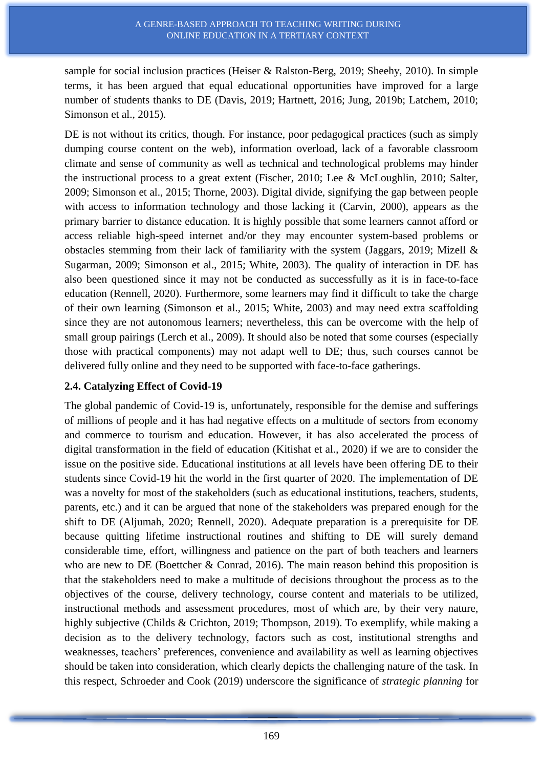sample for social inclusion practices (Heiser & Ralston-Berg, 2019; Sheehy, 2010). In simple terms, it has been argued that equal educational opportunities have improved for a large number of students thanks to DE (Davis, 2019; Hartnett, 2016; Jung, 2019b; Latchem, 2010; Simonson et al., 2015).

DE is not without its critics, though. For instance, poor pedagogical practices (such as simply dumping course content on the web), information overload, lack of a favorable classroom climate and sense of community as well as technical and technological problems may hinder the instructional process to a great extent (Fischer, 2010; Lee & McLoughlin, 2010; Salter, 2009; Simonson et al., 2015; Thorne, 2003). Digital divide, signifying the gap between people with access to information technology and those lacking it (Carvin, 2000), appears as the primary barrier to distance education. It is highly possible that some learners cannot afford or access reliable high-speed internet and/or they may encounter system-based problems or obstacles stemming from their lack of familiarity with the system (Jaggars, 2019; Mizell & Sugarman, 2009; Simonson et al., 2015; White, 2003). The quality of interaction in DE has also been questioned since it may not be conducted as successfully as it is in face-to-face education (Rennell, 2020). Furthermore, some learners may find it difficult to take the charge of their own learning (Simonson et al., 2015; White, 2003) and may need extra scaffolding since they are not autonomous learners; nevertheless, this can be overcome with the help of small group pairings (Lerch et al., 2009). It should also be noted that some courses (especially those with practical components) may not adapt well to DE; thus, such courses cannot be delivered fully online and they need to be supported with face-to-face gatherings.

### 2.4. Catalyzing Effect of Covid-19

The global pandemic of Covid-19 is, unfortunately, responsible for the demise and sufferings of millions of people and it has had negative effects on a multitude of sectors from economy and commerce to tourism and education. However, it has also accelerated the process of digital transformation in the field of education (Kitishat et al., 2020) if we are to consider the issue on the positive side. Educational institutions at all levels have been offering DE to their students since Covid-19 hit the world in the first quarter of 2020. The implementation of DE was a novelty for most of the stakeholders (such as educational institutions, teachers, students, parents, etc.) and it can be argued that none of the stakeholders was prepared enough for the shift to DE (Aljumah, 2020; Rennell, 2020). Adequate preparation is a prerequisite for DE because quitting lifetime instructional routines and shifting to DE will surely demand considerable time, effort, willingness and patience on the part of both teachers and learners who are new to DE (Boettcher & Conrad, 2016). The main reason behind this proposition is that the stakeholders need to make a multitude of decisions throughout the process as to the objectives of the course, delivery technology, course content and materials to be utilized, instructional methods and assessment procedures, most of which are, by their very nature, highly subjective (Childs & Crichton, 2019; Thompson, 2019). To exemplify, while making a decision as to the delivery technology, factors such as cost, institutional strengths and weaknesses, teachers' preferences, convenience and availability as well as learning objectives should be taken into consideration, which clearly depicts the challenging nature of the task. In this respect, Schroeder and Cook (2019) underscore the significance of *strategic planning* for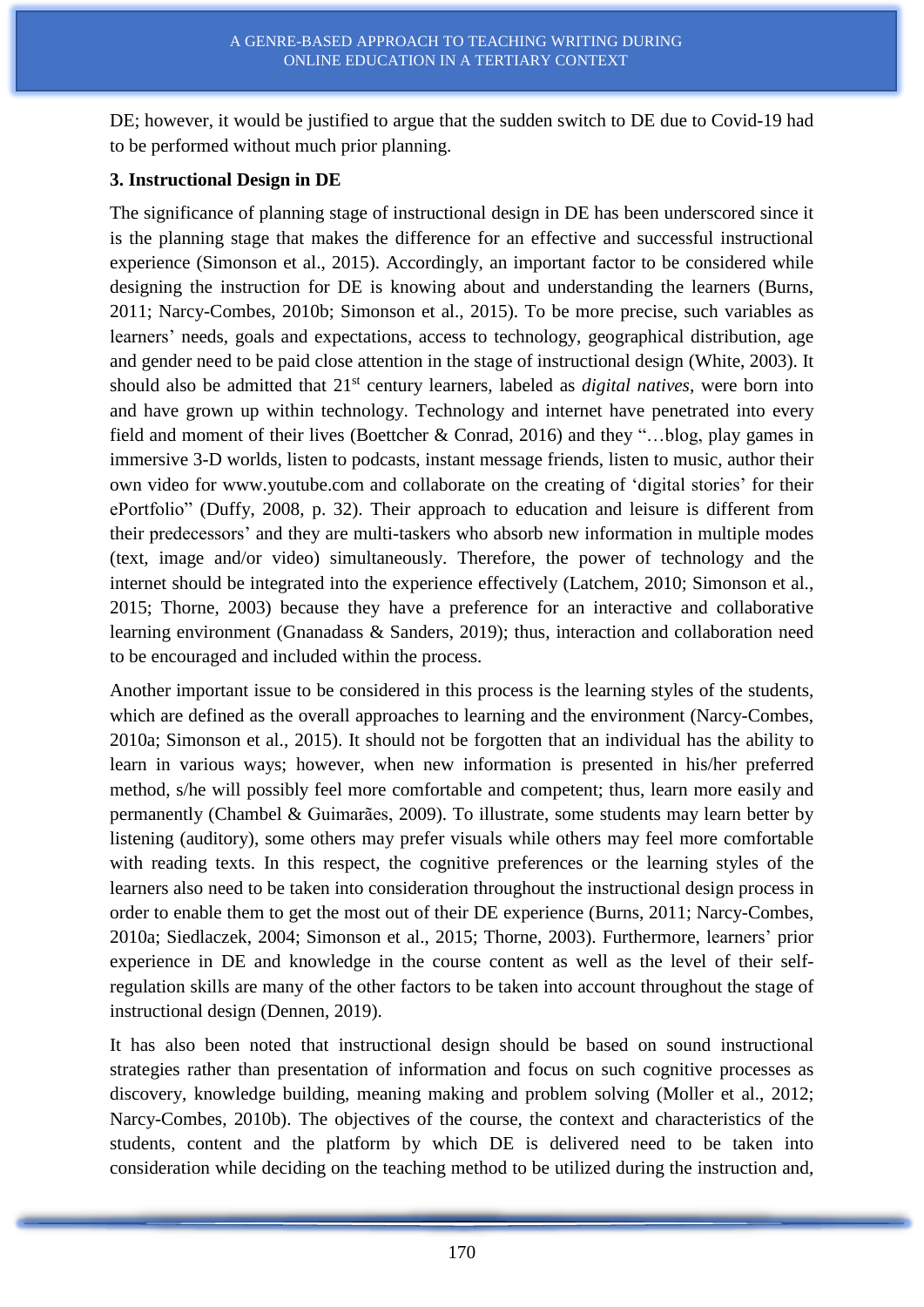DE; however, it would be justified to argue that the sudden switch to DE due to Covid-19 had to be performed without much prior planning.

## 3. Instructional Design in DE

The significance of planning stage of instructional design in DE has been underscored since it is the planning stage that makes the difference for an effective and successful instructional experience (Simonson et al., 2015). Accordingly, an important factor to be considered while designing the instruction for DE is knowing about and understanding the learners (Burns, 2011; Narcy-Combes, 2010b; Simonson et al., 2015). To be more precise, such variables as learners' needs, goals and expectations, access to technology, geographical distribution, age and gender need to be paid close attention in the stage of instructional design (White, 2003). It should also be admitted that 21st century learners, labeled as *digital natives*, were born into and have grown up within technology. Technology and internet have penetrated into every field and moment of their lives (Boettcher & Conrad, 2016) and they "…blog, play games in immersive 3-D worlds, listen to podcasts, instant message friends, listen to music, author their own video for www.youtube.com and collaborate on the creating of 'digital stories' for their ePortfolio" (Duffy, 2008, p. 32). Their approach to education and leisure is different from their predecessors' and they are multi-taskers who absorb new information in multiple modes (text, image and/or video) simultaneously. Therefore, the power of technology and the internet should be integrated into the experience effectively (Latchem, 2010; Simonson et al., 2015; Thorne, 2003) because they have a preference for an interactive and collaborative learning environment (Gnanadass & Sanders, 2019); thus, interaction and collaboration need to be encouraged and included within the process.

Another important issue to be considered in this process is the learning styles of the students, which are defined as the overall approaches to learning and the environment (Narcy-Combes, 2010a; Simonson et al., 2015). It should not be forgotten that an individual has the ability to learn in various ways; however, when new information is presented in his/her preferred method, s/he will possibly feel more comfortable and competent; thus, learn more easily and permanently (Chambel & Guimarães, 2009). To illustrate, some students may learn better by listening (auditory), some others may prefer visuals while others may feel more comfortable with reading texts. In this respect, the cognitive preferences or the learning styles of the learners also need to be taken into consideration throughout the instructional design process in order to enable them to get the most out of their DE experience (Burns, 2011; Narcy-Combes, 2010a; Siedlaczek, 2004; Simonson et al., 2015; Thorne, 2003). Furthermore, learners' prior experience in DE and knowledge in the course content as well as the level of their self-regulation skills are many of the other factors to be taken into account throughout the stage of instructional design (Dennen, 2019).

It has also been noted that instructional design should be based on sound instructional strategies rather than presentation of information and focus on such cognitive processes as discovery, knowledge building, meaning making and problem solving (Moller et al., 2012; Narcy-Combes, 2010b). The objectives of the course, the context and characteristics of the students, content and the platform by which DE is delivered need to be taken into consideration while deciding on the teaching method to be utilized during the instruction and,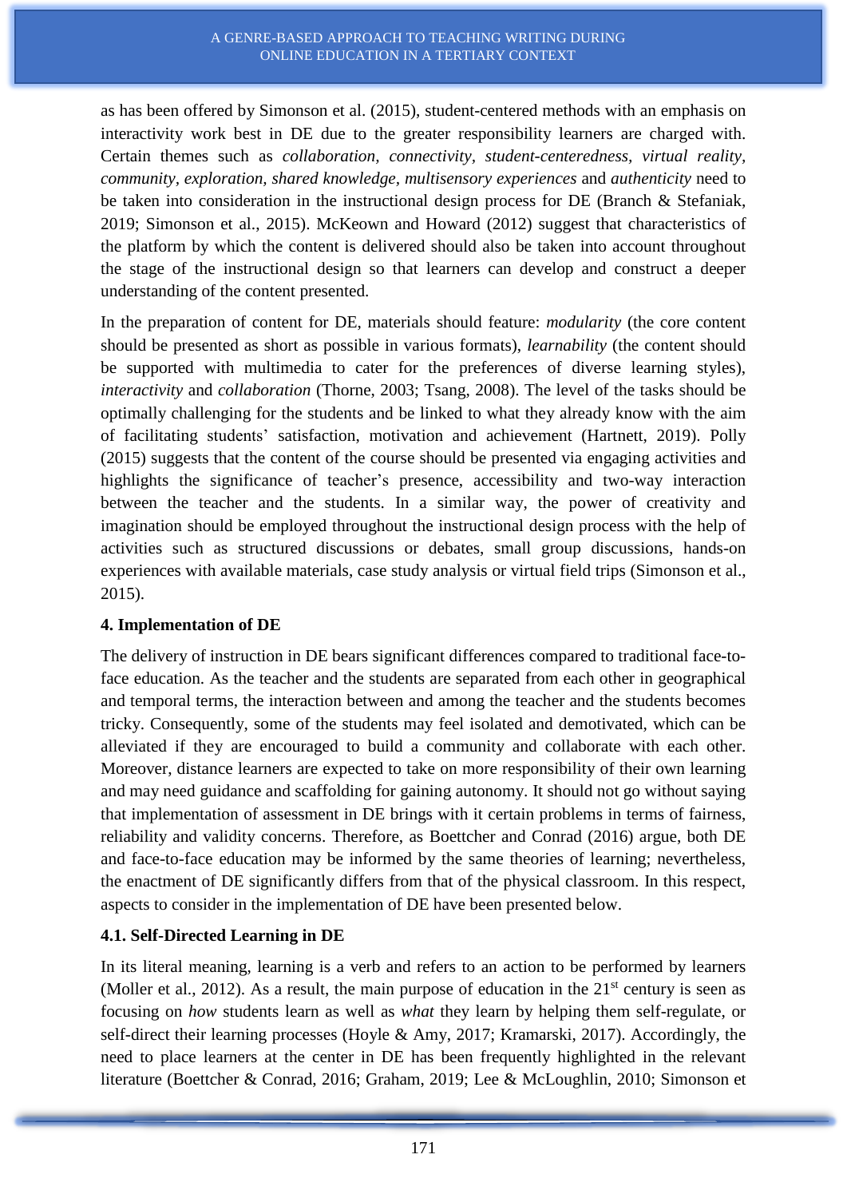as has been offered by Simonson et al. (2015), student-centered methods with an emphasis on interactivity work best in DE due to the greater responsibility learners are charged with. Certain themes such as *collaboration*, *connectivity*, *student-centeredness*, *virtual reality*, *community*, *exploration*, *shared knowledge*, *multisensory experiences* and *authenticity* need to be taken into consideration in the instructional design process for DE (Branch & Stefaniak, 2019; Simonson et al., 2015). McKeown and Howard (2012) suggest that characteristics of the platform by which the content is delivered should also be taken into account throughout the stage of the instructional design so that learners can develop and construct a deeper understanding of the content presented.

In the preparation of content for DE, materials should feature: *modularity* (the core content should be presented as short as possible in various formats), *learnability* (the content should be supported with multimedia to cater for the preferences of diverse learning styles), *interactivity* and *collaboration* (Thorne, 2003; Tsang, 2008). The level of the tasks should be optimally challenging for the students and be linked to what they already know with the aim of facilitating students' satisfaction, motivation and achievement (Hartnett, 2019). Polly (2015) suggests that the content of the course should be presented via engaging activities and highlights the significance of teacher's presence, accessibility and two-way interaction between the teacher and the students. In a similar way, the power of creativity and imagination should be employed throughout the instructional design process with the help of activities such as structured discussions or debates, small group discussions, hands-on experiences with available materials, case study analysis or virtual field trips (Simonson et al., 2015).

## 4. Implementation of DE

The delivery of instruction in DE bears significant differences compared to traditional face-to-face education. As the teacher and the students are separated from each other in geographical and temporal terms, the interaction between and among the teacher and the students becomes tricky. Consequently, some of the students may feel isolated and demotivated, which can be alleviated if they are encouraged to build a community and collaborate with each other. Moreover, distance learners are expected to take on more responsibility of their own learning and may need guidance and scaffolding for gaining autonomy. It should not go without saying that implementation of assessment in DE brings with it certain problems in terms of fairness, reliability and validity concerns. Therefore, as Boettcher and Conrad (2016) argue, both DE and face-to-face education may be informed by the same theories of learning; nevertheless, the enactment of DE significantly differs from that of the physical classroom. In this respect, aspects to consider in the implementation of DE have been presented below.

### 4.1. Self-Directed Learning in DE

In its literal meaning, learning is a verb and refers to an action to be performed by learners (Moller et al., 2012). As a result, the main purpose of education in the 21st century is seen as focusing on *how* students learn as well as *what* they learn by helping them self-regulate, or self-direct their learning processes (Hoyle & Amy, 2017; Kramarski, 2017). Accordingly, the need to place learners at the center in DE has been frequently highlighted in the relevant literature (Boettcher & Conrad, 2016; Graham, 2019; Lee & McLoughlin, 2010; Simonson et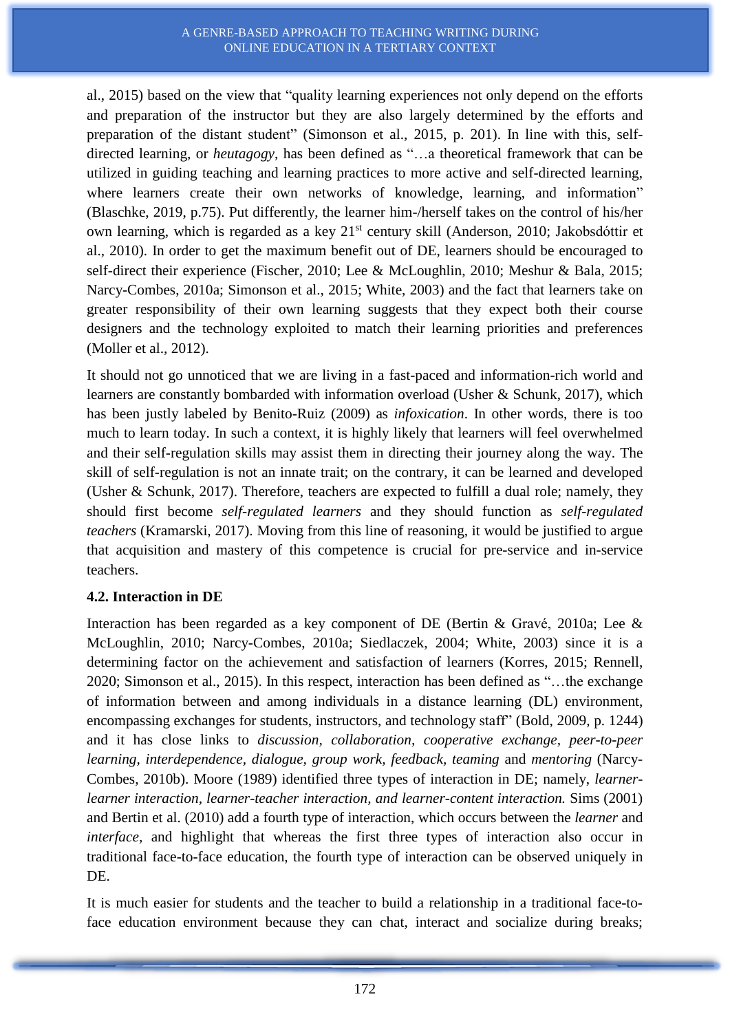al., 2015) based on the view that "quality learning experiences not only depend on the efforts and preparation of the instructor but they are also largely determined by the efforts and preparation of the distant student" (Simonson et al., 2015, p. 201). In line with this, self-directed learning, or *heutagogy*, has been defined as "…a theoretical framework that can be utilized in guiding teaching and learning practices to more active and self-directed learning, where learners create their own networks of knowledge, learning, and information" (Blaschke, 2019, p.75). Put differently, the learner him-/herself takes on the control of his/her own learning, which is regarded as a key 21st century skill (Anderson, 2010; Jakobsdóttir et al., 2010). In order to get the maximum benefit out of DE, learners should be encouraged to self-direct their experience (Fischer, 2010; Lee & McLoughlin, 2010; Meshur & Bala, 2015; Narcy-Combes, 2010a; Simonson et al., 2015; White, 2003) and the fact that learners take on greater responsibility of their own learning suggests that they expect both their course designers and the technology exploited to match their learning priorities and preferences (Moller et al., 2012).

It should not go unnoticed that we are living in a fast-paced and information-rich world and learners are constantly bombarded with information overload (Usher & Schunk, 2017), which has been justly labeled by Benito-Ruiz (2009) as *infoxication*. In other words, there is too much to learn today. In such a context, it is highly likely that learners will feel overwhelmed and their self-regulation skills may assist them in directing their journey along the way. The skill of self-regulation is not an innate trait; on the contrary, it can be learned and developed (Usher & Schunk, 2017). Therefore, teachers are expected to fulfill a dual role; namely, they should first become *self-regulated learners* and they should function as *self-regulated teachers* (Kramarski, 2017). Moving from this line of reasoning, it would be justified to argue that acquisition and mastery of this competence is crucial for pre-service and in-service teachers.

**4.2. Interaction in DE**

Interaction has been regarded as a key component of DE (Bertin & Gravé, 2010a; Lee & McLoughlin, 2010; Narcy-Combes, 2010a; Siedlaczek, 2004; White, 2003) since it is a determining factor on the achievement and satisfaction of learners (Korres, 2015; Rennell, 2020; Simonson et al., 2015). In this respect, interaction has been defined as "…the exchange of information between and among individuals in a distance learning (DL) environment, encompassing exchanges for students, instructors, and technology staff" (Bold, 2009, p. 1244) and it has close links to *discussion, collaboration, cooperative exchange, peer-to-peer learning, interdependence, dialogue, group work, feedback, teaming* and *mentoring* (Narcy-Combes, 2010b). Moore (1989) identified three types of interaction in DE; namely, *learner-learner interaction, learner-teacher interaction, and learner-content interaction.* Sims (2001) and Bertin et al. (2010) add a fourth type of interaction, which occurs between the *learner* and *interface*, and highlight that whereas the first three types of interaction also occur in traditional face-to-face education, the fourth type of interaction can be observed uniquely in DE.

It is much easier for students and the teacher to build a relationship in a traditional face-to-face education environment because they can chat, interact and socialize during breaks;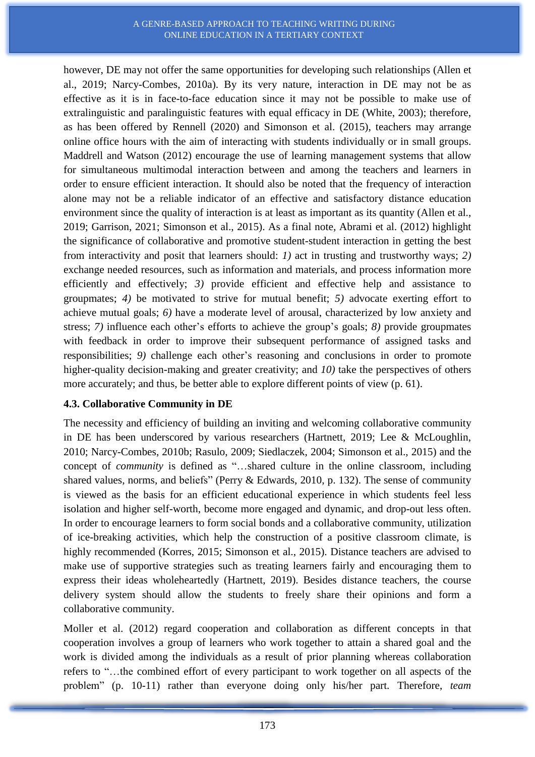however, DE may not offer the same opportunities for developing such relationships (Allen et al., 2019; Narcy-Combes, 2010a). By its very nature, interaction in DE may not be as effective as it is in face-to-face education since it may not be possible to make use of extralinguistic and paralinguistic features with equal efficacy in DE (White, 2003); therefore, as has been offered by Rennell (2020) and Simonson et al. (2015), teachers may arrange online office hours with the aim of interacting with students individually or in small groups. Maddrell and Watson (2012) encourage the use of learning management systems that allow for simultaneous multimodal interaction between and among the teachers and learners in order to ensure efficient interaction. It should also be noted that the frequency of interaction alone may not be a reliable indicator of an effective and satisfactory distance education environment since the quality of interaction is at least as important as its quantity (Allen et al., 2019; Garrison, 2021; Simonson et al., 2015). As a final note, Abrami et al. (2012) highlight the significance of collaborative and promotive student-student interaction in getting the best from interactivity and posit that learners should: *1)* act in trusting and trustworthy ways; *2)* exchange needed resources, such as information and materials, and process information more efficiently and effectively; *3)* provide efficient and effective help and assistance to groupmates; *4)* be motivated to strive for mutual benefit; *5)* advocate exerting effort to achieve mutual goals; *6)* have a moderate level of arousal, characterized by low anxiety and stress; *7)* influence each other's efforts to achieve the group's goals; *8)* provide groupmates with feedback in order to improve their subsequent performance of assigned tasks and responsibilities; *9)* challenge each other's reasoning and conclusions in order to promote higher-quality decision-making and greater creativity; and *10)* take the perspectives of others more accurately; and thus, be better able to explore different points of view (p. 61).

### 4.3. Collaborative Community in DE

The necessity and efficiency of building an inviting and welcoming collaborative community in DE has been underscored by various researchers (Hartnett, 2019; Lee & McLoughlin, 2010; Narcy-Combes, 2010b; Rasulo, 2009; Siedlaczek, 2004; Simonson et al., 2015) and the concept of *community* is defined as "…shared culture in the online classroom, including shared values, norms, and beliefs" (Perry & Edwards, 2010, p. 132). The sense of community is viewed as the basis for an efficient educational experience in which students feel less isolation and higher self-worth, become more engaged and dynamic, and drop-out less often. In order to encourage learners to form social bonds and a collaborative community, utilization of ice-breaking activities, which help the construction of a positive classroom climate, is highly recommended (Korres, 2015; Simonson et al., 2015). Distance teachers are advised to make use of supportive strategies such as treating learners fairly and encouraging them to express their ideas wholeheartedly (Hartnett, 2019). Besides distance teachers, the course delivery system should allow the students to freely share their opinions and form a collaborative community.

Moller et al. (2012) regard cooperation and collaboration as different concepts in that cooperation involves a group of learners who work together to attain a shared goal and the work is divided among the individuals as a result of prior planning whereas collaboration refers to "…the combined effort of every participant to work together on all aspects of the problem" (p. 10-11) rather than everyone doing only his/her part. Therefore, *team*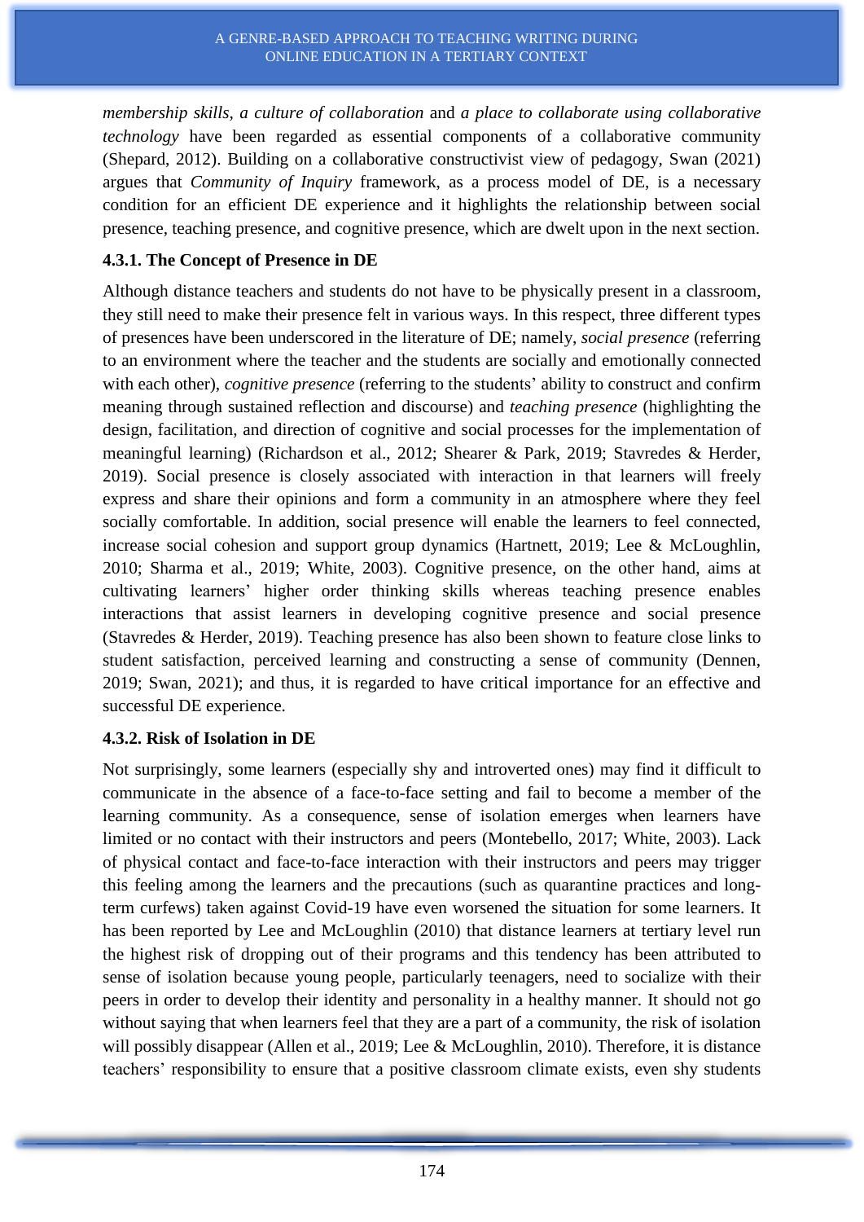*membership skills, a culture of collaboration* and *a place to collaborate using collaborative technology* have been regarded as essential components of a collaborative community (Shepard, 2012). Building on a collaborative constructivist view of pedagogy, Swan (2021) argues that *Community of Inquiry* framework, as a process model of DE, is a necessary condition for an efficient DE experience and it highlights the relationship between social presence, teaching presence, and cognitive presence, which are dwelt upon in the next section.

### 4.3.1. The Concept of Presence in DE

Although distance teachers and students do not have to be physically present in a classroom, they still need to make their presence felt in various ways. In this respect, three different types of presences have been underscored in the literature of DE; namely, *social presence* (referring to an environment where the teacher and the students are socially and emotionally connected with each other), *cognitive presence* (referring to the students' ability to construct and confirm meaning through sustained reflection and discourse) and *teaching presence* (highlighting the design, facilitation, and direction of cognitive and social processes for the implementation of meaningful learning) (Richardson et al., 2012; Shearer & Park, 2019; Stavredes & Herder, 2019). Social presence is closely associated with interaction in that learners will freely express and share their opinions and form a community in an atmosphere where they feel socially comfortable. In addition, social presence will enable the learners to feel connected, increase social cohesion and support group dynamics (Hartnett, 2019; Lee & McLoughlin, 2010; Sharma et al., 2019; White, 2003). Cognitive presence, on the other hand, aims at cultivating learners' higher order thinking skills whereas teaching presence enables interactions that assist learners in developing cognitive presence and social presence (Stavredes & Herder, 2019). Teaching presence has also been shown to feature close links to student satisfaction, perceived learning and constructing a sense of community (Dennen, 2019; Swan, 2021); and thus, it is regarded to have critical importance for an effective and successful DE experience.

### 4.3.2. Risk of Isolation in DE

Not surprisingly, some learners (especially shy and introverted ones) may find it difficult to communicate in the absence of a face-to-face setting and fail to become a member of the learning community. As a consequence, sense of isolation emerges when learners have limited or no contact with their instructors and peers (Montebello, 2017; White, 2003). Lack of physical contact and face-to-face interaction with their instructors and peers may trigger this feeling among the learners and the precautions (such as quarantine practices and long-term curfews) taken against Covid-19 have even worsened the situation for some learners. It has been reported by Lee and McLoughlin (2010) that distance learners at tertiary level run the highest risk of dropping out of their programs and this tendency has been attributed to sense of isolation because young people, particularly teenagers, need to socialize with their peers in order to develop their identity and personality in a healthy manner. It should not go without saying that when learners feel that they are a part of a community, the risk of isolation will possibly disappear (Allen et al., 2019; Lee & McLoughlin, 2010). Therefore, it is distance teachers' responsibility to ensure that a positive classroom climate exists, even shy students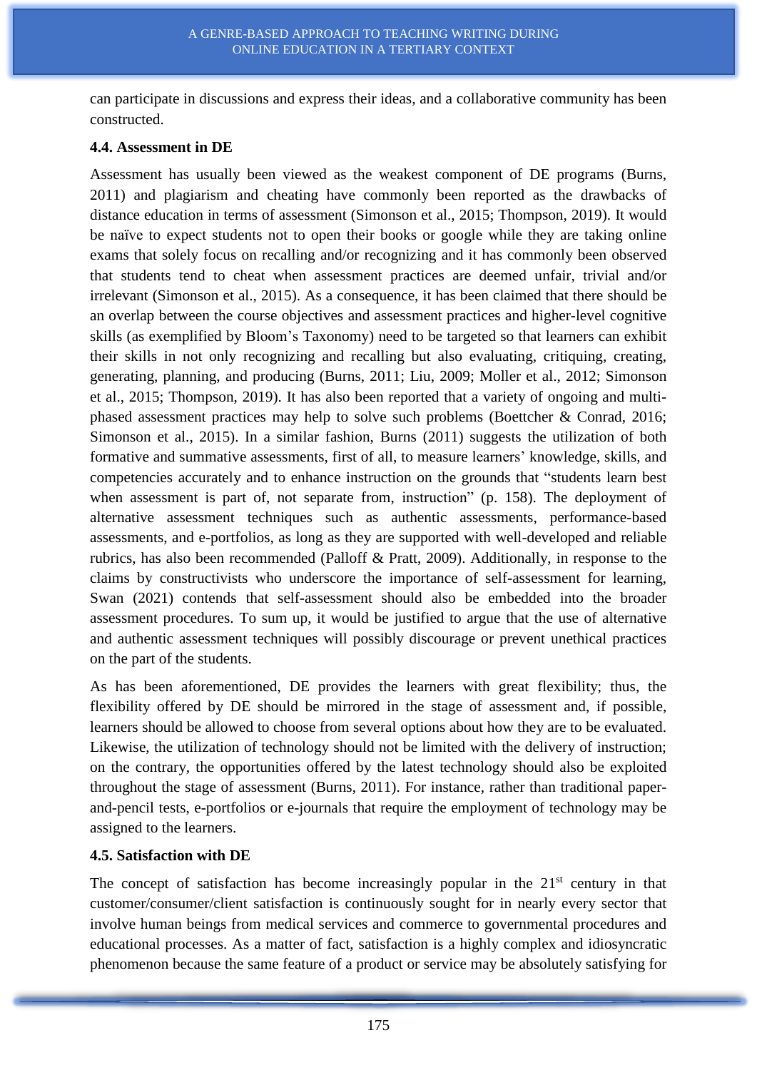can participate in discussions and express their ideas, and a collaborative community has been constructed.

**4.4. Assessment in DE**

Assessment has usually been viewed as the weakest component of DE programs (Burns, 2011) and plagiarism and cheating have commonly been reported as the drawbacks of distance education in terms of assessment (Simonson et al., 2015; Thompson, 2019). It would be naïve to expect students not to open their books or google while they are taking online exams that solely focus on recalling and/or recognizing and it has commonly been observed that students tend to cheat when assessment practices are deemed unfair, trivial and/or irrelevant (Simonson et al., 2015). As a consequence, it has been claimed that there should be an overlap between the course objectives and assessment practices and higher-level cognitive skills (as exemplified by Bloom's Taxonomy) need to be targeted so that learners can exhibit their skills in not only recognizing and recalling but also evaluating, critiquing, creating, generating, planning, and producing (Burns, 2011; Liu, 2009; Moller et al., 2012; Simonson et al., 2015; Thompson, 2019). It has also been reported that a variety of ongoing and multi-phased assessment practices may help to solve such problems (Boettcher & Conrad, 2016; Simonson et al., 2015). In a similar fashion, Burns (2011) suggests the utilization of both formative and summative assessments, first of all, to measure learners' knowledge, skills, and competencies accurately and to enhance instruction on the grounds that "students learn best when assessment is part of, not separate from, instruction" (p. 158). The deployment of alternative assessment techniques such as authentic assessments, performance-based assessments, and e-portfolios, as long as they are supported with well-developed and reliable rubrics, has also been recommended (Palloff & Pratt, 2009). Additionally, in response to the claims by constructivists who underscore the importance of self-assessment for learning, Swan (2021) contends that self-assessment should also be embedded into the broader assessment procedures. To sum up, it would be justified to argue that the use of alternative and authentic assessment techniques will possibly discourage or prevent unethical practices on the part of the students.

As has been aforementioned, DE provides the learners with great flexibility; thus, the flexibility offered by DE should be mirrored in the stage of assessment and, if possible, learners should be allowed to choose from several options about how they are to be evaluated. Likewise, the utilization of technology should not be limited with the delivery of instruction; on the contrary, the opportunities offered by the latest technology should also be exploited throughout the stage of assessment (Burns, 2011). For instance, rather than traditional paper-and-pencil tests, e-portfolios or e-journals that require the employment of technology may be assigned to the learners.

**4.5. Satisfaction with DE**

The concept of satisfaction has become increasingly popular in the 21st century in that customer/consumer/client satisfaction is continuously sought for in nearly every sector that involve human beings from medical services and commerce to governmental procedures and educational processes. As a matter of fact, satisfaction is a highly complex and idiosyncratic phenomenon because the same feature of a product or service may be absolutely satisfying for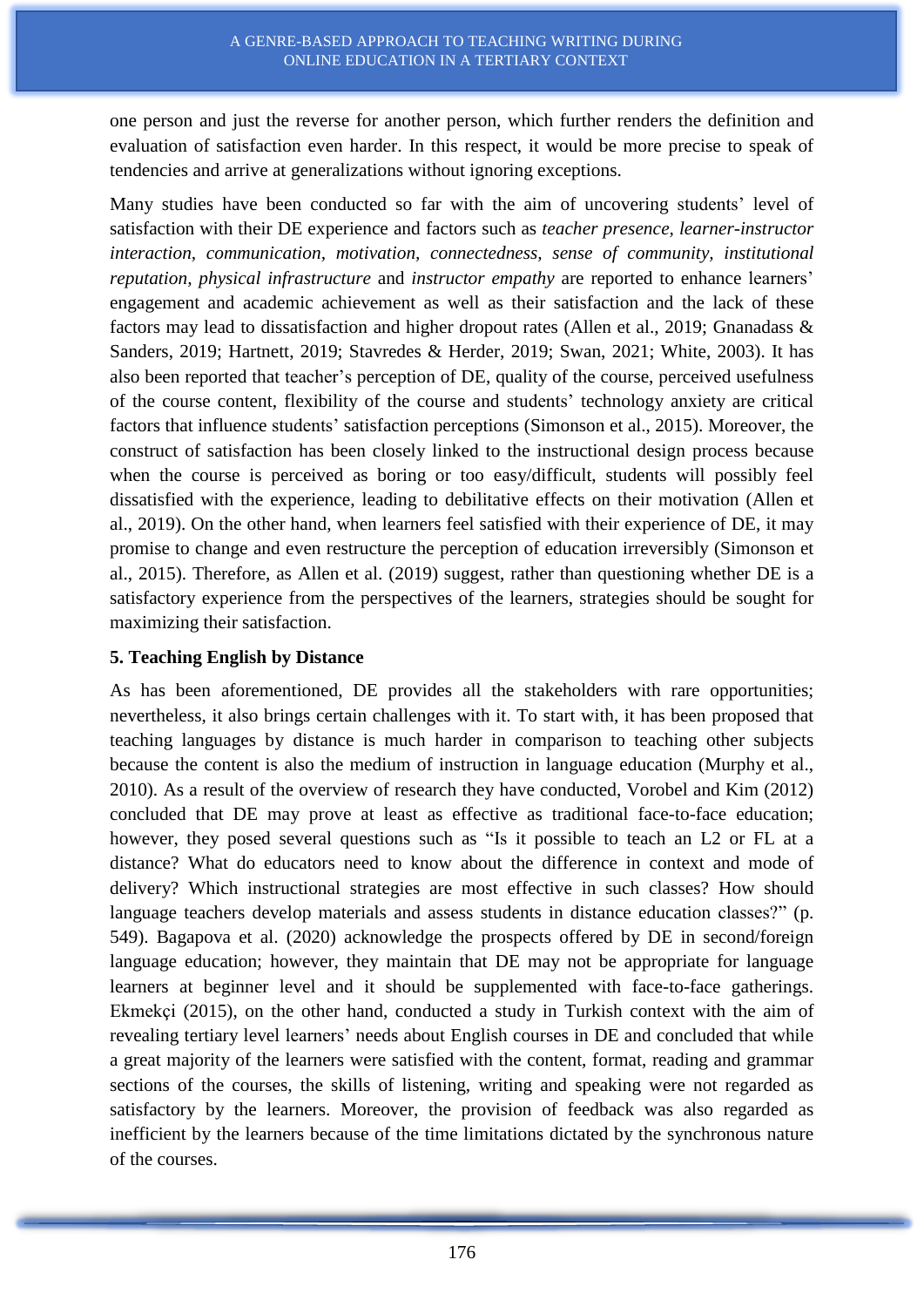one person and just the reverse for another person, which further renders the definition and evaluation of satisfaction even harder. In this respect, it would be more precise to speak of tendencies and arrive at generalizations without ignoring exceptions.

Many studies have been conducted so far with the aim of uncovering students' level of satisfaction with their DE experience and factors such as *teacher presence*, *learner-instructor interaction*, *communication*, *motivation*, *connectedness*, *sense of community*, *institutional reputation*, *physical infrastructure* and *instructor empathy* are reported to enhance learners' engagement and academic achievement as well as their satisfaction and the lack of these factors may lead to dissatisfaction and higher dropout rates (Allen et al., 2019; Gnanadass & Sanders, 2019; Hartnett, 2019; Stavredes & Herder, 2019; Swan, 2021; White, 2003). It has also been reported that teacher's perception of DE, quality of the course, perceived usefulness of the course content, flexibility of the course and students' technology anxiety are critical factors that influence students' satisfaction perceptions (Simonson et al., 2015). Moreover, the construct of satisfaction has been closely linked to the instructional design process because when the course is perceived as boring or too easy/difficult, students will possibly feel dissatisfied with the experience, leading to debilitative effects on their motivation (Allen et al., 2019). On the other hand, when learners feel satisfied with their experience of DE, it may promise to change and even restructure the perception of education irreversibly (Simonson et al., 2015). Therefore, as Allen et al. (2019) suggest, rather than questioning whether DE is a satisfactory experience from the perspectives of the learners, strategies should be sought for maximizing their satisfaction.

## 5. Teaching English by Distance

As has been aforementioned, DE provides all the stakeholders with rare opportunities; nevertheless, it also brings certain challenges with it. To start with, it has been proposed that teaching languages by distance is much harder in comparison to teaching other subjects because the content is also the medium of instruction in language education (Murphy et al., 2010). As a result of the overview of research they have conducted, Vorobel and Kim (2012) concluded that DE may prove at least as effective as traditional face-to-face education; however, they posed several questions such as "Is it possible to teach an L2 or FL at a distance? What do educators need to know about the difference in context and mode of delivery? Which instructional strategies are most effective in such classes? How should language teachers develop materials and assess students in distance education classes?" (p. 549). Bagapova et al. (2020) acknowledge the prospects offered by DE in second/foreign language education; however, they maintain that DE may not be appropriate for language learners at beginner level and it should be supplemented with face-to-face gatherings. Ekmekçi (2015), on the other hand, conducted a study in Turkish context with the aim of revealing tertiary level learners' needs about English courses in DE and concluded that while a great majority of the learners were satisfied with the content, format, reading and grammar sections of the courses, the skills of listening, writing and speaking were not regarded as satisfactory by the learners. Moreover, the provision of feedback was also regarded as inefficient by the learners because of the time limitations dictated by the synchronous nature of the courses.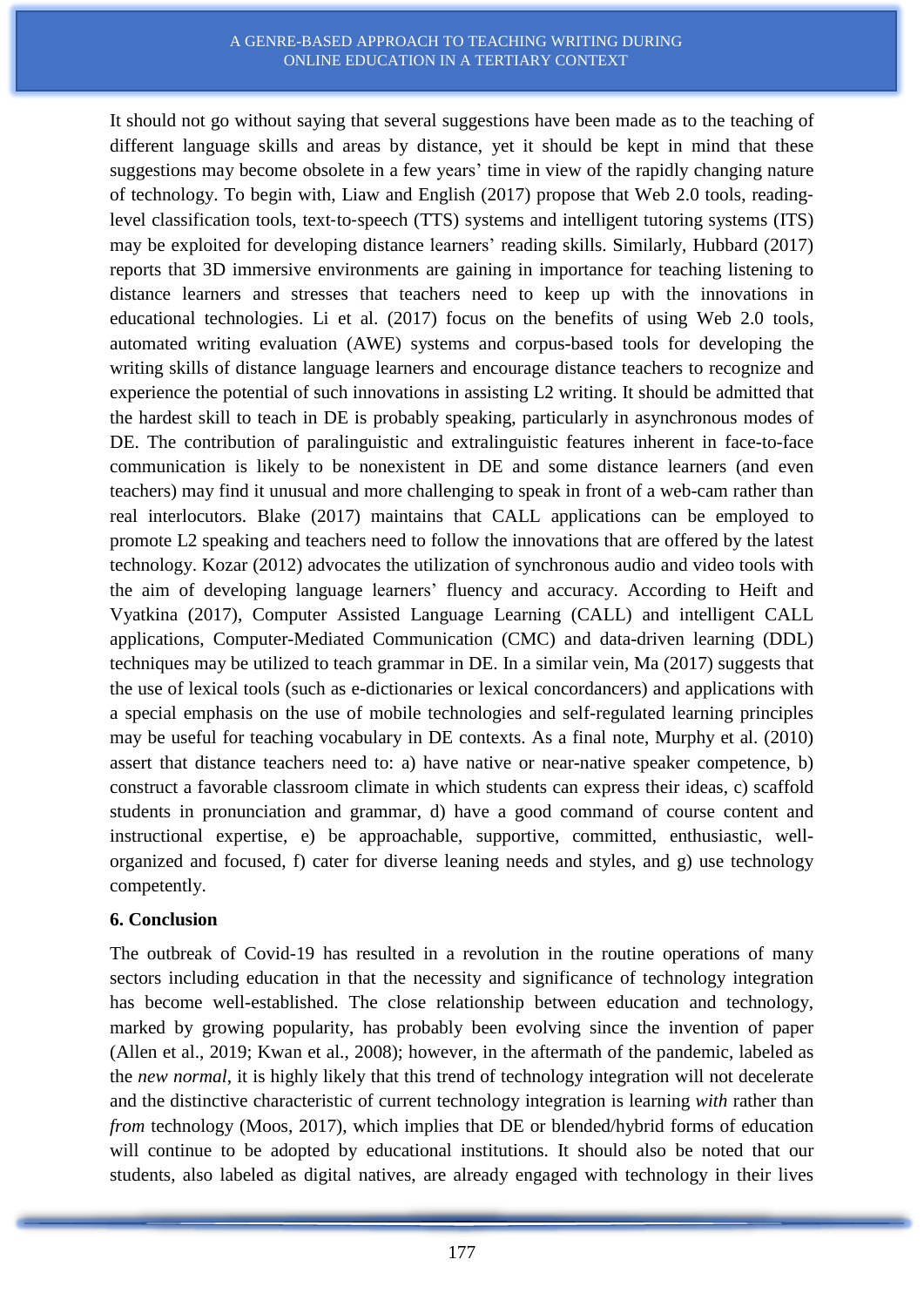It should not go without saying that several suggestions have been made as to the teaching of different language skills and areas by distance, yet it should be kept in mind that these suggestions may become obsolete in a few years' time in view of the rapidly changing nature of technology. To begin with, Liaw and English (2017) propose that Web 2.0 tools, reading-level classification tools, text-to-speech (TTS) systems and intelligent tutoring systems (ITS) may be exploited for developing distance learners' reading skills. Similarly, Hubbard (2017) reports that 3D immersive environments are gaining in importance for teaching listening to distance learners and stresses that teachers need to keep up with the innovations in educational technologies. Li et al. (2017) focus on the benefits of using Web 2.0 tools, automated writing evaluation (AWE) systems and corpus-based tools for developing the writing skills of distance language learners and encourage distance teachers to recognize and experience the potential of such innovations in assisting L2 writing. It should be admitted that the hardest skill to teach in DE is probably speaking, particularly in asynchronous modes of DE. The contribution of paralinguistic and extralinguistic features inherent in face-to-face communication is likely to be nonexistent in DE and some distance learners (and even teachers) may find it unusual and more challenging to speak in front of a web-cam rather than real interlocutors. Blake (2017) maintains that CALL applications can be employed to promote L2 speaking and teachers need to follow the innovations that are offered by the latest technology. Kozar (2012) advocates the utilization of synchronous audio and video tools with the aim of developing language learners' fluency and accuracy. According to Heift and Vyatkina (2017), Computer Assisted Language Learning (CALL) and intelligent CALL applications, Computer-Mediated Communication (CMC) and data-driven learning (DDL) techniques may be utilized to teach grammar in DE. In a similar vein, Ma (2017) suggests that the use of lexical tools (such as e-dictionaries or lexical concordancers) and applications with a special emphasis on the use of mobile technologies and self-regulated learning principles may be useful for teaching vocabulary in DE contexts. As a final note, Murphy et al. (2010) assert that distance teachers need to: a) have native or near-native speaker competence, b) construct a favorable classroom climate in which students can express their ideas, c) scaffold students in pronunciation and grammar, d) have a good command of course content and instructional expertise, e) be approachable, supportive, committed, enthusiastic, well-organized and focused, f) cater for diverse leaning needs and styles, and g) use technology competently.

## 6. Conclusion

The outbreak of Covid-19 has resulted in a revolution in the routine operations of many sectors including education in that the necessity and significance of technology integration has become well-established. The close relationship between education and technology, marked by growing popularity, has probably been evolving since the invention of paper (Allen et al., 2019; Kwan et al., 2008); however, in the aftermath of the pandemic, labeled as the *new normal*, it is highly likely that this trend of technology integration will not decelerate and the distinctive characteristic of current technology integration is learning *with* rather than *from* technology (Moos, 2017), which implies that DE or blended/hybrid forms of education will continue to be adopted by educational institutions. It should also be noted that our students, also labeled as digital natives, are already engaged with technology in their lives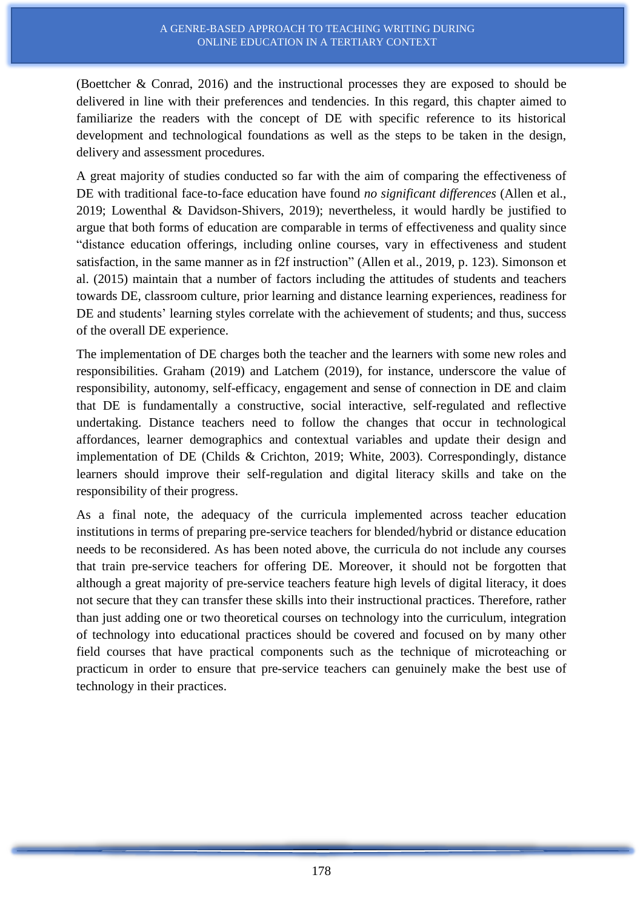(Boettcher & Conrad, 2016) and the instructional processes they are exposed to should be delivered in line with their preferences and tendencies. In this regard, this chapter aimed to familiarize the readers with the concept of DE with specific reference to its historical development and technological foundations as well as the steps to be taken in the design, delivery and assessment procedures.

A great majority of studies conducted so far with the aim of comparing the effectiveness of DE with traditional face-to-face education have found *no significant differences* (Allen et al., 2019; Lowenthal & Davidson-Shivers, 2019); nevertheless, it would hardly be justified to argue that both forms of education are comparable in terms of effectiveness and quality since "distance education offerings, including online courses, vary in effectiveness and student satisfaction, in the same manner as in f2f instruction" (Allen et al., 2019, p. 123). Simonson et al. (2015) maintain that a number of factors including the attitudes of students and teachers towards DE, classroom culture, prior learning and distance learning experiences, readiness for DE and students' learning styles correlate with the achievement of students; and thus, success of the overall DE experience.

The implementation of DE charges both the teacher and the learners with some new roles and responsibilities. Graham (2019) and Latchem (2019), for instance, underscore the value of responsibility, autonomy, self-efficacy, engagement and sense of connection in DE and claim that DE is fundamentally a constructive, social interactive, self-regulated and reflective undertaking. Distance teachers need to follow the changes that occur in technological affordances, learner demographics and contextual variables and update their design and implementation of DE (Childs & Crichton, 2019; White, 2003). Correspondingly, distance learners should improve their self-regulation and digital literacy skills and take on the responsibility of their progress.

As a final note, the adequacy of the curricula implemented across teacher education institutions in terms of preparing pre-service teachers for blended/hybrid or distance education needs to be reconsidered. As has been noted above, the curricula do not include any courses that train pre-service teachers for offering DE. Moreover, it should not be forgotten that although a great majority of pre-service teachers feature high levels of digital literacy, it does not secure that they can transfer these skills into their instructional practices. Therefore, rather than just adding one or two theoretical courses on technology into the curriculum, integration of technology into educational practices should be covered and focused on by many other field courses that have practical components such as the technique of microteaching or practicum in order to ensure that pre-service teachers can genuinely make the best use of technology in their practices.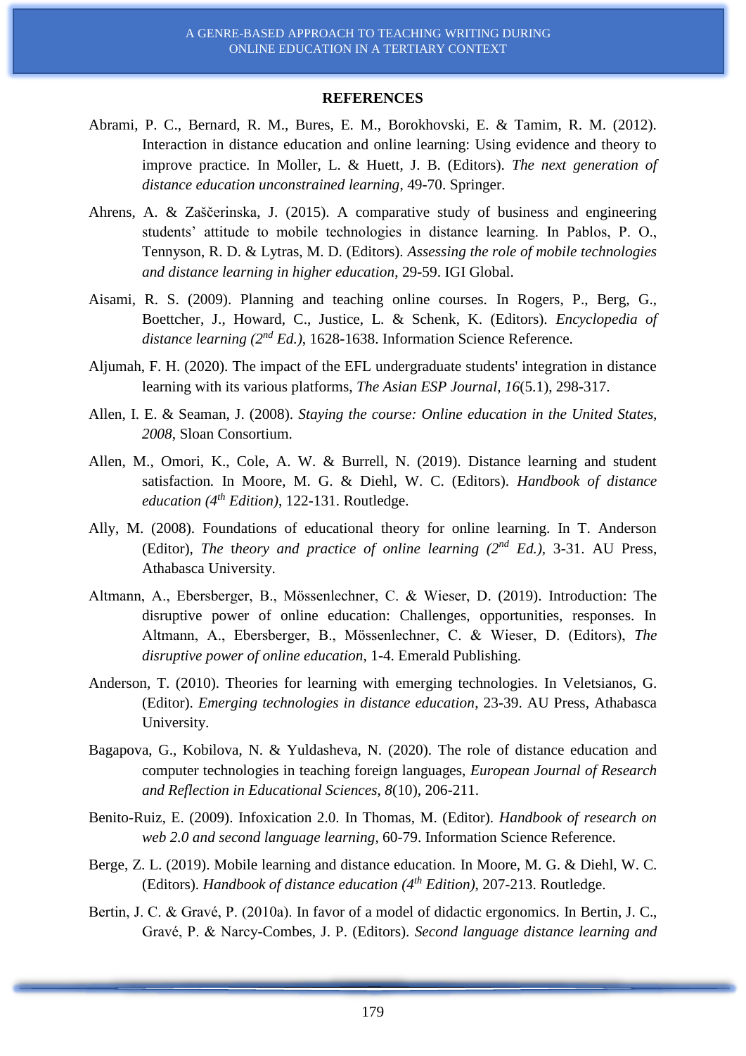## REFERENCES

Abrami, P. C., Bernard, R. M., Bures, E. M., Borokhovski, E. & Tamim, R. M. (2012). Interaction in distance education and online learning: Using evidence and theory to improve practice. In Moller, L. & Huett, J. B. (Editors). *The next generation of distance education unconstrained learning*, 49-70. Springer.

Ahrens, A. & Zaščerinska, J. (2015). A comparative study of business and engineering students' attitude to mobile technologies in distance learning. In Pablos, P. O., Tennyson, R. D. & Lytras, M. D. (Editors). *Assessing the role of mobile technologies and distance learning in higher education*, 29-59. IGI Global.

Aisami, R. S. (2009). Planning and teaching online courses. In Rogers, P., Berg, G., Boettcher, J., Howard, C., Justice, L. & Schenk, K. (Editors). *Encyclopedia of distance learning (2nd Ed.)*, 1628-1638. Information Science Reference.

Aljumah, F. H. (2020). The impact of the EFL undergraduate students' integration in distance learning with its various platforms, *The Asian ESP Journal, 16*(5.1), 298-317.

Allen, I. E. & Seaman, J. (2008). *Staying the course: Online education in the United States, 2008*, Sloan Consortium.

Allen, M., Omori, K., Cole, A. W. & Burrell, N. (2019). Distance learning and student satisfaction. In Moore, M. G. & Diehl, W. C. (Editors). *Handbook of distance education (4th Edition)*, 122-131. Routledge.

Ally, M. (2008). Foundations of educational theory for online learning. In T. Anderson (Editor), *The theory and practice of online learning (2nd Ed.)*, 3-31. AU Press, Athabasca University.

Altmann, A., Ebersberger, B., Mössenlechner, C. & Wieser, D. (2019). Introduction: The disruptive power of online education: Challenges, opportunities, responses. In Altmann, A., Ebersberger, B., Mössenlechner, C. & Wieser, D. (Editors), *The disruptive power of online education*, 1-4. Emerald Publishing.

Anderson, T. (2010). Theories for learning with emerging technologies. In Veletsianos, G. (Editor). *Emerging technologies in distance education*, 23-39. AU Press, Athabasca University.

Bagapova, G., Kobilova, N. & Yuldasheva, N. (2020). The role of distance education and computer technologies in teaching foreign languages, *European Journal of Research and Reflection in Educational Sciences*, *8*(10), 206-211.

Benito-Ruiz, E. (2009). Infoxication 2.0. In Thomas, M. (Editor). *Handbook of research on web 2.0 and second language learning*, 60-79. Information Science Reference.

Berge, Z. L. (2019). Mobile learning and distance education. In Moore, M. G. & Diehl, W. C. (Editors). *Handbook of distance education (4th Edition)*, 207-213. Routledge.

Bertin, J. C. & Gravé, P. (2010a). In favor of a model of didactic ergonomics. In Bertin, J. C., Gravé, P. & Narcy-Combes, J. P. (Editors). *Second language distance learning and*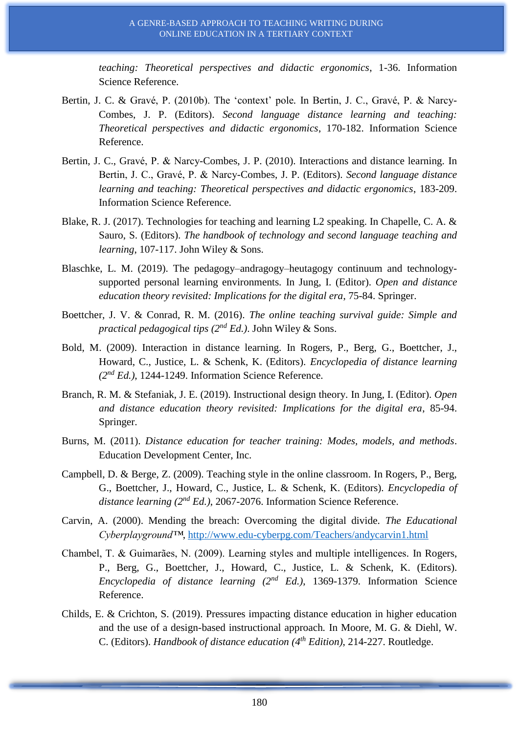*teaching: Theoretical perspectives and didactic ergonomics*, 1-36. Information Science Reference.

Bertin, J. C. & Gravé, P. (2010b). The 'context' pole. In Bertin, J. C., Gravé, P. & Narcy-Combes, J. P. (Editors). *Second language distance learning and teaching: Theoretical perspectives and didactic ergonomics*, 170-182. Information Science Reference.

Bertin, J. C., Gravé, P. & Narcy-Combes, J. P. (2010). Interactions and distance learning. In Bertin, J. C., Gravé, P. & Narcy-Combes, J. P. (Editors). *Second language distance learning and teaching: Theoretical perspectives and didactic ergonomics*, 183-209. Information Science Reference.

Blake, R. J. (2017). Technologies for teaching and learning L2 speaking. In Chapelle, C. A. & Sauro, S. (Editors). *The handbook of technology and second language teaching and learning*, 107-117. John Wiley & Sons.

Blaschke, L. M. (2019). The pedagogy–andragogy–heutagogy continuum and technology-supported personal learning environments. In Jung, I. (Editor). *Open and distance education theory revisited: Implications for the digital era*, 75-84. Springer.

Boettcher, J. V. & Conrad, R. M. (2016). *The online teaching survival guide: Simple and practical pedagogical tips (2nd Ed.)*. John Wiley & Sons.

Bold, M. (2009). Interaction in distance learning. In Rogers, P., Berg, G., Boettcher, J., Howard, C., Justice, L. & Schenk, K. (Editors). *Encyclopedia of distance learning (2nd Ed.)*, 1244-1249. Information Science Reference.

Branch, R. M. & Stefaniak, J. E. (2019). Instructional design theory. In Jung, I. (Editor). *Open and distance education theory revisited: Implications for the digital era*, 85-94. Springer.

Burns, M. (2011). *Distance education for teacher training: Modes, models, and methods*. Education Development Center, Inc.

Campbell, D. & Berge, Z. (2009). Teaching style in the online classroom. In Rogers, P., Berg, G., Boettcher, J., Howard, C., Justice, L. & Schenk, K. (Editors). *Encyclopedia of distance learning (2nd Ed.)*, 2067-2076. Information Science Reference.

Carvin, A. (2000). Mending the breach: Overcoming the digital divide. *The Educational Cyberplayground™*, http://www.edu-cyberpg.com/Teachers/andycarvin1.html

Chambel, T. & Guimarães, N. (2009). Learning styles and multiple intelligences. In Rogers, P., Berg, G., Boettcher, J., Howard, C., Justice, L. & Schenk, K. (Editors). *Encyclopedia of distance learning (2nd Ed.)*, 1369-1379. Information Science Reference.

Childs, E. & Crichton, S. (2019). Pressures impacting distance education in higher education and the use of a design-based instructional approach. In Moore, M. G. & Diehl, W. C. (Editors). *Handbook of distance education (4th Edition)*, 214-227. Routledge.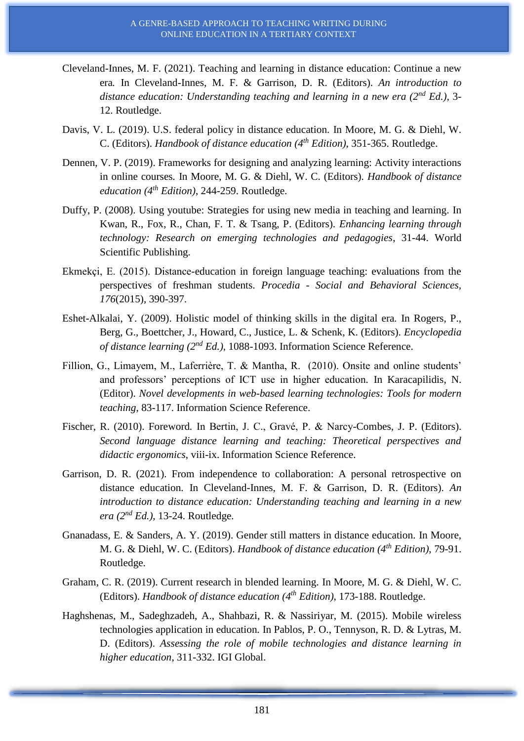Cleveland-Innes, M. F. (2021). Teaching and learning in distance education: Continue a new era. In Cleveland-Innes, M. F. & Garrison, D. R. (Editors). *An introduction to distance education: Understanding teaching and learning in a new era (2nd Ed.)*, 3-12. Routledge.

Davis, V. L. (2019). U.S. federal policy in distance education. In Moore, M. G. & Diehl, W. C. (Editors). *Handbook of distance education (4th Edition)*, 351-365. Routledge.

Dennen, V. P. (2019). Frameworks for designing and analyzing learning: Activity interactions in online courses. In Moore, M. G. & Diehl, W. C. (Editors). *Handbook of distance education (4th Edition)*, 244-259. Routledge.

Duffy, P. (2008). Using youtube: Strategies for using new media in teaching and learning. In Kwan, R., Fox, R., Chan, F. T. & Tsang, P. (Editors). *Enhancing learning through technology: Research on emerging technologies and pedagogies*, 31-44. World Scientific Publishing.

Ekmekçi, E. (2015). Distance-education in foreign language teaching: evaluations from the perspectives of freshman students. *Procedia - Social and Behavioral Sciences*, *176*(2015), 390-397.

Eshet-Alkalai, Y. (2009). Holistic model of thinking skills in the digital era. In Rogers, P., Berg, G., Boettcher, J., Howard, C., Justice, L. & Schenk, K. (Editors). *Encyclopedia of distance learning (2nd Ed.)*, 1088-1093. Information Science Reference.

Fillion, G., Limayem, M., Laferrière, T. & Mantha, R. (2010). Onsite and online students' and professors' perceptions of ICT use in higher education. In Karacapilidis, N. (Editor). *Novel developments in web-based learning technologies: Tools for modern teaching*, 83-117. Information Science Reference.

Fischer, R. (2010). Foreword. In Bertin, J. C., Gravé, P. & Narcy-Combes, J. P. (Editors). *Second language distance learning and teaching: Theoretical perspectives and didactic ergonomics*, viii-ix. Information Science Reference.

Garrison, D. R. (2021). From independence to collaboration: A personal retrospective on distance education. In Cleveland-Innes, M. F. & Garrison, D. R. (Editors). *An introduction to distance education: Understanding teaching and learning in a new era (2nd Ed.)*, 13-24. Routledge.

Gnanadass, E. & Sanders, A. Y. (2019). Gender still matters in distance education. In Moore, M. G. & Diehl, W. C. (Editors). *Handbook of distance education (4th Edition)*, 79-91. Routledge.

Graham, C. R. (2019). Current research in blended learning. In Moore, M. G. & Diehl, W. C. (Editors). *Handbook of distance education (4th Edition)*, 173-188. Routledge.

Haghshenas, M., Sadeghzadeh, A., Shahbazi, R. & Nassiriyar, M. (2015). Mobile wireless technologies application in education. In Pablos, P. O., Tennyson, R. D. & Lytras, M. D. (Editors). *Assessing the role of mobile technologies and distance learning in higher education*, 311-332. IGI Global.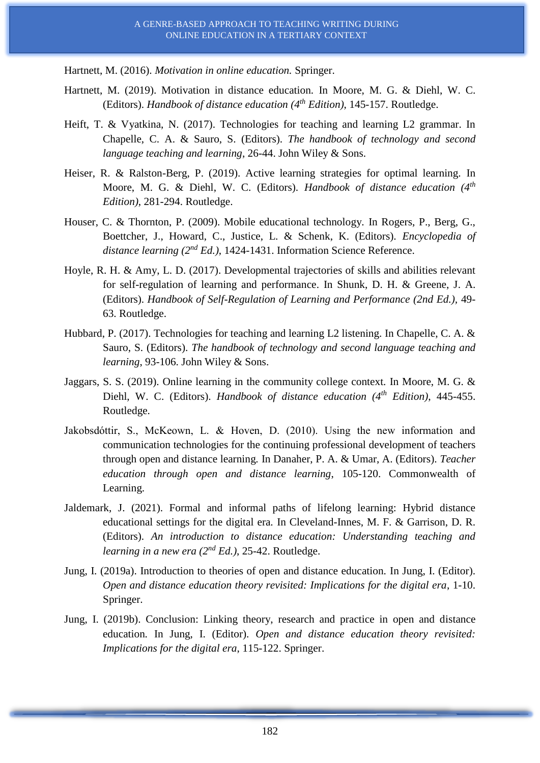Hartnett, M. (2016). *Motivation in online education.* Springer.

Hartnett, M. (2019). Motivation in distance education. In Moore, M. G. & Diehl, W. C. (Editors). *Handbook of distance education (4th Edition)*, 145-157. Routledge.

Heift, T. & Vyatkina, N. (2017). Technologies for teaching and learning L2 grammar. In Chapelle, C. A. & Sauro, S. (Editors). *The handbook of technology and second language teaching and learning*, 26-44. John Wiley & Sons.

Heiser, R. & Ralston-Berg, P. (2019). Active learning strategies for optimal learning. In Moore, M. G. & Diehl, W. C. (Editors). *Handbook of distance education (4th Edition)*, 281-294. Routledge.

Houser, C. & Thornton, P. (2009). Mobile educational technology. In Rogers, P., Berg, G., Boettcher, J., Howard, C., Justice, L. & Schenk, K. (Editors). *Encyclopedia of distance learning (2nd Ed.)*, 1424-1431. Information Science Reference.

Hoyle, R. H. & Amy, L. D. (2017). Developmental trajectories of skills and abilities relevant for self-regulation of learning and performance. In Shunk, D. H. & Greene, J. A. (Editors). *Handbook of Self-Regulation of Learning and Performance (2nd Ed.)*, 49-63. Routledge.

Hubbard, P. (2017). Technologies for teaching and learning L2 listening. In Chapelle, C. A. & Sauro, S. (Editors). *The handbook of technology and second language teaching and learning*, 93-106. John Wiley & Sons.

Jaggars, S. S. (2019). Online learning in the community college context. In Moore, M. G. & Diehl, W. C. (Editors). *Handbook of distance education (4th Edition)*, 445-455. Routledge.

Jakobsdóttir, S., McKeown, L. & Hoven, D. (2010). Using the new information and communication technologies for the continuing professional development of teachers through open and distance learning. In Danaher, P. A. & Umar, A. (Editors). *Teacher education through open and distance learning*, 105-120. Commonwealth of Learning.

Jaldemark, J. (2021). Formal and informal paths of lifelong learning: Hybrid distance educational settings for the digital era. In Cleveland-Innes, M. F. & Garrison, D. R. (Editors). *An introduction to distance education: Understanding teaching and learning in a new era (2nd Ed.)*, 25-42. Routledge.

Jung, I. (2019a). Introduction to theories of open and distance education. In Jung, I. (Editor). *Open and distance education theory revisited: Implications for the digital era*, 1-10. Springer.

Jung, I. (2019b). Conclusion: Linking theory, research and practice in open and distance education. In Jung, I. (Editor). *Open and distance education theory revisited: Implications for the digital era*, 115-122. Springer.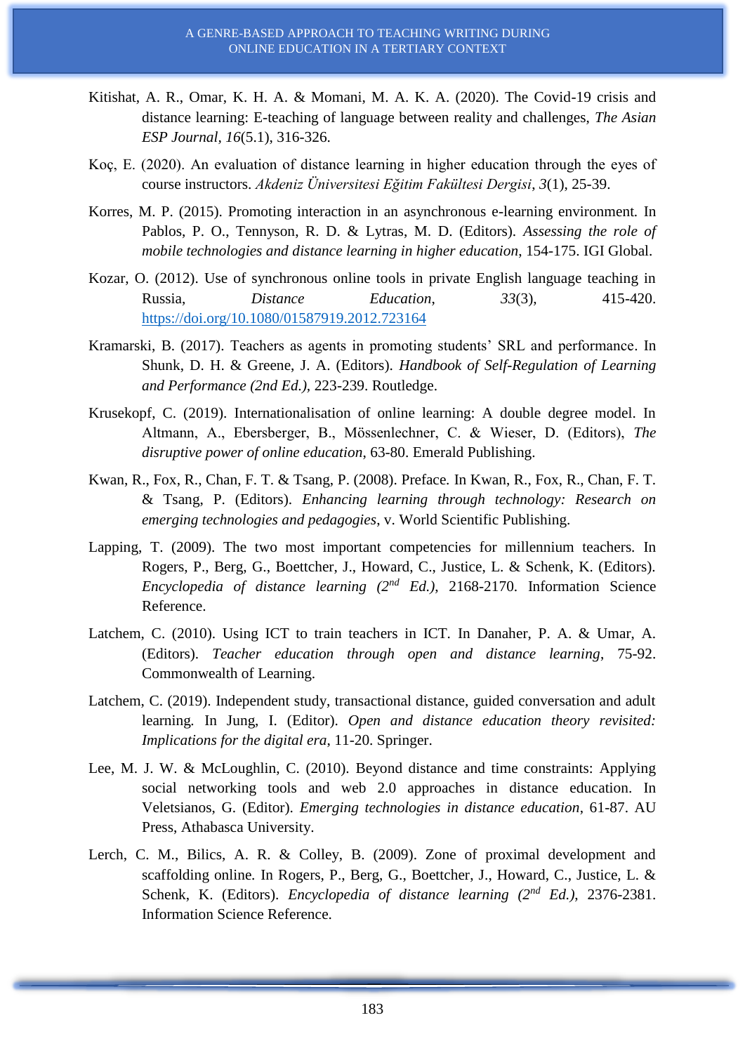Kitishat, A. R., Omar, K. H. A. & Momani, M. A. K. A. (2020). The Covid-19 crisis and distance learning: E-teaching of language between reality and challenges, *The Asian ESP Journal, 16*(5.1), 316-326.

Koç, E. (2020). An evaluation of distance learning in higher education through the eyes of course instructors. *Akdeniz Üniversitesi Eğitim Fakültesi Dergisi*, *3*(1), 25-39.

Korres, M. P. (2015). Promoting interaction in an asynchronous e-learning environment. In Pablos, P. O., Tennyson, R. D. & Lytras, M. D. (Editors). *Assessing the role of mobile technologies and distance learning in higher education*, 154-175. IGI Global.

Kozar, O. (2012). Use of synchronous online tools in private English language teaching in Russia, *Distance Education*, *33*(3), 415-420. https://doi.org/10.1080/01587919.2012.723164

Kramarski, B. (2017). Teachers as agents in promoting students' SRL and performance. In Shunk, D. H. & Greene, J. A. (Editors). *Handbook of Self-Regulation of Learning and Performance (2nd Ed.),* 223-239. Routledge.

Krusekopf, C. (2019). Internationalisation of online learning: A double degree model. In Altmann, A., Ebersberger, B., Mössenlechner, C. & Wieser, D. (Editors), *The disruptive power of online education*, 63-80. Emerald Publishing.

Kwan, R., Fox, R., Chan, F. T. & Tsang, P. (2008). Preface. In Kwan, R., Fox, R., Chan, F. T. & Tsang, P. (Editors). *Enhancing learning through technology: Research on emerging technologies and pedagogies*, v. World Scientific Publishing.

Lapping, T. (2009). The two most important competencies for millennium teachers. In Rogers, P., Berg, G., Boettcher, J., Howard, C., Justice, L. & Schenk, K. (Editors). *Encyclopedia of distance learning (2nd Ed.)*, 2168-2170. Information Science Reference.

Latchem, C. (2010). Using ICT to train teachers in ICT. In Danaher, P. A. & Umar, A. (Editors). *Teacher education through open and distance learning*, 75-92. Commonwealth of Learning.

Latchem, C. (2019). Independent study, transactional distance, guided conversation and adult learning. In Jung, I. (Editor). *Open and distance education theory revisited: Implications for the digital era*, 11-20. Springer.

Lee, M. J. W. & McLoughlin, C. (2010). Beyond distance and time constraints: Applying social networking tools and web 2.0 approaches in distance education. In Veletsianos, G. (Editor). *Emerging technologies in distance education*, 61-87. AU Press, Athabasca University.

Lerch, C. M., Bilics, A. R. & Colley, B. (2009). Zone of proximal development and scaffolding online. In Rogers, P., Berg, G., Boettcher, J., Howard, C., Justice, L. & Schenk, K. (Editors). *Encyclopedia of distance learning (2nd Ed.)*, 2376-2381. Information Science Reference.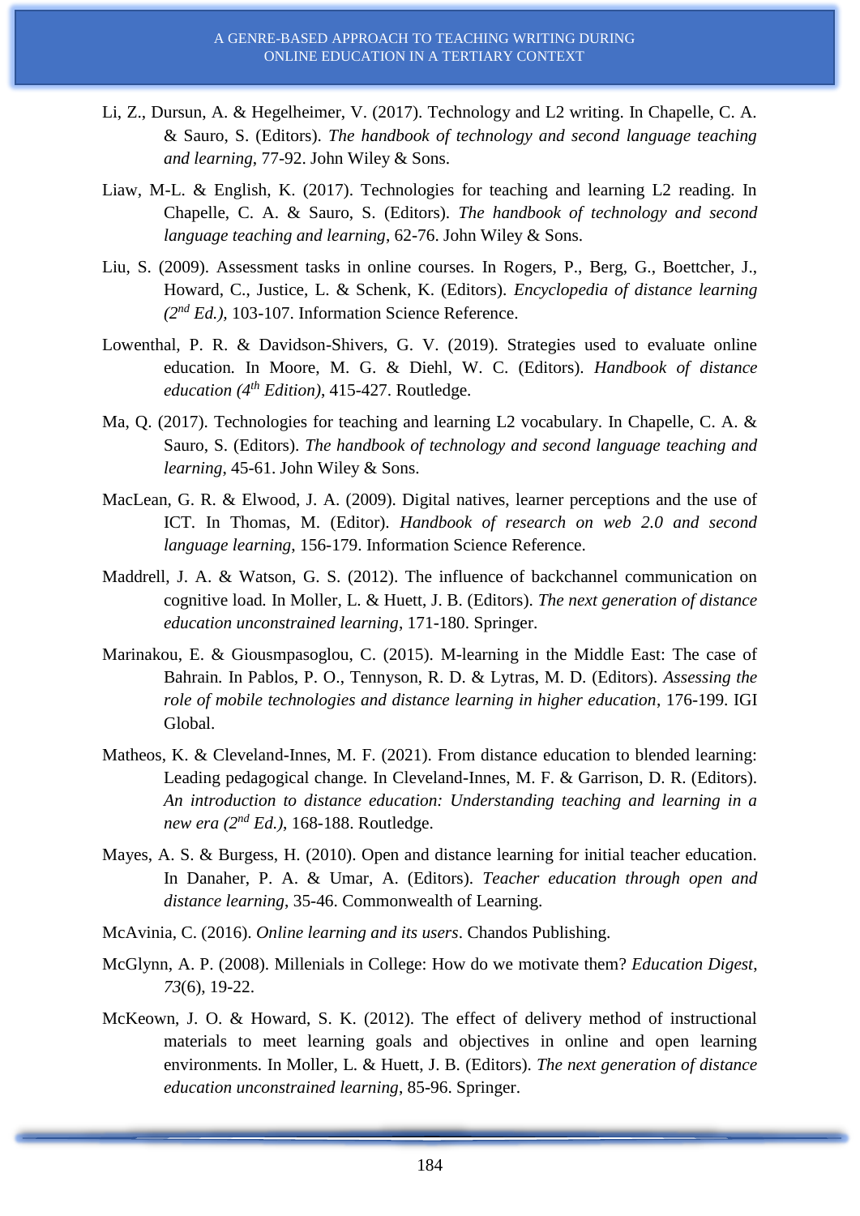Li, Z., Dursun, A. & Hegelheimer, V. (2017). Technology and L2 writing. In Chapelle, C. A. & Sauro, S. (Editors). *The handbook of technology and second language teaching and learning*, 77-92. John Wiley & Sons.

Liaw, M-L. & English, K. (2017). Technologies for teaching and learning L2 reading. In Chapelle, C. A. & Sauro, S. (Editors). *The handbook of technology and second language teaching and learning*, 62-76. John Wiley & Sons.

Liu, S. (2009). Assessment tasks in online courses. In Rogers, P., Berg, G., Boettcher, J., Howard, C., Justice, L. & Schenk, K. (Editors). *Encyclopedia of distance learning (2nd Ed.)*, 103-107. Information Science Reference.

Lowenthal, P. R. & Davidson-Shivers, G. V. (2019). Strategies used to evaluate online education. In Moore, M. G. & Diehl, W. C. (Editors). *Handbook of distance education (4th Edition)*, 415-427. Routledge.

Ma, Q. (2017). Technologies for teaching and learning L2 vocabulary. In Chapelle, C. A. & Sauro, S. (Editors). *The handbook of technology and second language teaching and learning*, 45-61. John Wiley & Sons.

MacLean, G. R. & Elwood, J. A. (2009). Digital natives, learner perceptions and the use of ICT. In Thomas, M. (Editor). *Handbook of research on web 2.0 and second language learning*, 156-179. Information Science Reference.

Maddrell, J. A. & Watson, G. S. (2012). The influence of backchannel communication on cognitive load. In Moller, L. & Huett, J. B. (Editors). *The next generation of distance education unconstrained learning*, 171-180. Springer.

Marinakou, E. & Giousmpasoglou, C. (2015). M-learning in the Middle East: The case of Bahrain. In Pablos, P. O., Tennyson, R. D. & Lytras, M. D. (Editors). *Assessing the role of mobile technologies and distance learning in higher education*, 176-199. IGI Global.

Matheos, K. & Cleveland-Innes, M. F. (2021). From distance education to blended learning: Leading pedagogical change. In Cleveland-Innes, M. F. & Garrison, D. R. (Editors). *An introduction to distance education: Understanding teaching and learning in a new era (2nd Ed.)*, 168-188. Routledge.

Mayes, A. S. & Burgess, H. (2010). Open and distance learning for initial teacher education. In Danaher, P. A. & Umar, A. (Editors). *Teacher education through open and distance learning*, 35-46. Commonwealth of Learning.

McAvinia, C. (2016). *Online learning and its users*. Chandos Publishing.

McGlynn, A. P. (2008). Millenials in College: How do we motivate them? *Education Digest*, *73*(6), 19-22.

McKeown, J. O. & Howard, S. K. (2012). The effect of delivery method of instructional materials to meet learning goals and objectives in online and open learning environments. In Moller, L. & Huett, J. B. (Editors). *The next generation of distance education unconstrained learning*, 85-96. Springer.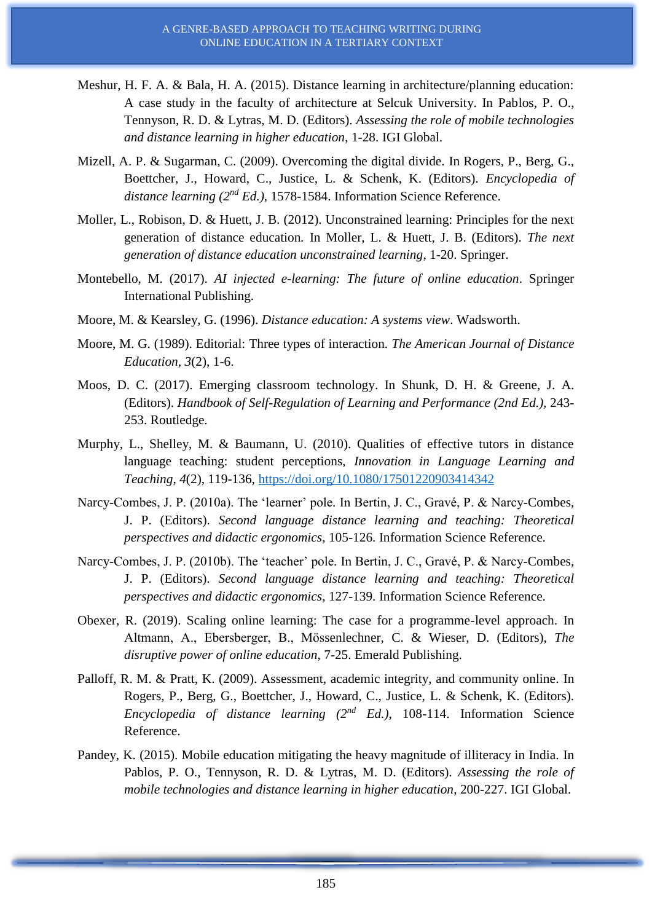Meshur, H. F. A. & Bala, H. A. (2015). Distance learning in architecture/planning education: A case study in the faculty of architecture at Selcuk University. In Pablos, P. O., Tennyson, R. D. & Lytras, M. D. (Editors). *Assessing the role of mobile technologies and distance learning in higher education*, 1-28. IGI Global.

Mizell, A. P. & Sugarman, C. (2009). Overcoming the digital divide. In Rogers, P., Berg, G., Boettcher, J., Howard, C., Justice, L. & Schenk, K. (Editors). *Encyclopedia of distance learning ($2^{nd}$ Ed.)*, 1578-1584. Information Science Reference.

Moller, L., Robison, D. & Huett, J. B. (2012). Unconstrained learning: Principles for the next generation of distance education. In Moller, L. & Huett, J. B. (Editors). *The next generation of distance education unconstrained learning*, 1-20. Springer.

Montebello, M. (2017). *AI injected e-learning: The future of online education*. Springer International Publishing.

Moore, M. & Kearsley, G. (1996). *Distance education: A systems view*. Wadsworth.

Moore, M. G. (1989). Editorial: Three types of interaction. *The American Journal of Distance Education*, *3*(2), 1-6.

Moos, D. C. (2017). Emerging classroom technology. In Shunk, D. H. & Greene, J. A. (Editors). *Handbook of Self-Regulation of Learning and Performance (2nd Ed.)*, 243-253. Routledge.

Murphy, L., Shelley, M. & Baumann, U. (2010). Qualities of effective tutors in distance language teaching: student perceptions, *Innovation in Language Learning and Teaching*, *4*(2), 119-136, https://doi.org/10.1080/17501220903414342

Narcy-Combes, J. P. (2010a). The 'learner' pole. In Bertin, J. C., Gravé, P. & Narcy-Combes, J. P. (Editors). *Second language distance learning and teaching: Theoretical perspectives and didactic ergonomics*, 105-126. Information Science Reference.

Narcy-Combes, J. P. (2010b). The 'teacher' pole. In Bertin, J. C., Gravé, P. & Narcy-Combes, J. P. (Editors). *Second language distance learning and teaching: Theoretical perspectives and didactic ergonomics*, 127-139. Information Science Reference.

Obexer, R. (2019). Scaling online learning: The case for a programme-level approach. In Altmann, A., Ebersberger, B., Mössenlechner, C. & Wieser, D. (Editors), *The disruptive power of online education*, 7-25. Emerald Publishing.

Palloff, R. M. & Pratt, K. (2009). Assessment, academic integrity, and community online. In Rogers, P., Berg, G., Boettcher, J., Howard, C., Justice, L. & Schenk, K. (Editors). *Encyclopedia of distance learning ($2^{nd}$ Ed.)*, 108-114. Information Science Reference.

Pandey, K. (2015). Mobile education mitigating the heavy magnitude of illiteracy in India. In Pablos, P. O., Tennyson, R. D. & Lytras, M. D. (Editors). *Assessing the role of mobile technologies and distance learning in higher education*, 200-227. IGI Global.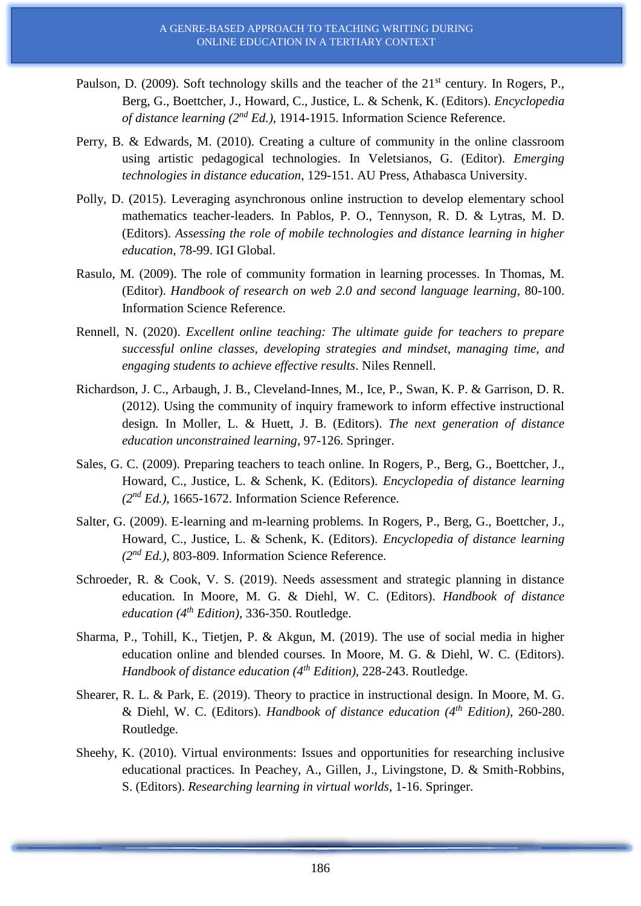Paulson, D. (2009). Soft technology skills and the teacher of the 21st century. In Rogers, P., Berg, G., Boettcher, J., Howard, C., Justice, L. & Schenk, K. (Editors). *Encyclopedia of distance learning (2nd Ed.)*, 1914-1915. Information Science Reference.

Perry, B. & Edwards, M. (2010). Creating a culture of community in the online classroom using artistic pedagogical technologies. In Veletsianos, G. (Editor). *Emerging technologies in distance education*, 129-151. AU Press, Athabasca University.

Polly, D. (2015). Leveraging asynchronous online instruction to develop elementary school mathematics teacher-leaders. In Pablos, P. O., Tennyson, R. D. & Lytras, M. D. (Editors). *Assessing the role of mobile technologies and distance learning in higher education*, 78-99. IGI Global.

Rasulo, M. (2009). The role of community formation in learning processes. In Thomas, M. (Editor). *Handbook of research on web 2.0 and second language learning*, 80-100. Information Science Reference.

Rennell, N. (2020). *Excellent online teaching: The ultimate guide for teachers to prepare successful online classes, developing strategies and mindset, managing time, and engaging students to achieve effective results*. Niles Rennell.

Richardson, J. C., Arbaugh, J. B., Cleveland-Innes, M., Ice, P., Swan, K. P. & Garrison, D. R. (2012). Using the community of inquiry framework to inform effective instructional design. In Moller, L. & Huett, J. B. (Editors). *The next generation of distance education unconstrained learning*, 97-126. Springer.

Sales, G. C. (2009). Preparing teachers to teach online. In Rogers, P., Berg, G., Boettcher, J., Howard, C., Justice, L. & Schenk, K. (Editors). *Encyclopedia of distance learning (2nd Ed.)*, 1665-1672. Information Science Reference.

Salter, G. (2009). E-learning and m-learning problems. In Rogers, P., Berg, G., Boettcher, J., Howard, C., Justice, L. & Schenk, K. (Editors). *Encyclopedia of distance learning (2nd Ed.)*, 803-809. Information Science Reference.

Schroeder, R. & Cook, V. S. (2019). Needs assessment and strategic planning in distance education. In Moore, M. G. & Diehl, W. C. (Editors). *Handbook of distance education (4th Edition)*, 336-350. Routledge.

Sharma, P., Tohill, K., Tietjen, P. & Akgun, M. (2019). The use of social media in higher education online and blended courses. In Moore, M. G. & Diehl, W. C. (Editors). *Handbook of distance education (4th Edition)*, 228-243. Routledge.

Shearer, R. L. & Park, E. (2019). Theory to practice in instructional design. In Moore, M. G. & Diehl, W. C. (Editors). *Handbook of distance education (4th Edition)*, 260-280. Routledge.

Sheehy, K. (2010). Virtual environments: Issues and opportunities for researching inclusive educational practices. In Peachey, A., Gillen, J., Livingstone, D. & Smith-Robbins, S. (Editors). *Researching learning in virtual worlds*, 1-16. Springer.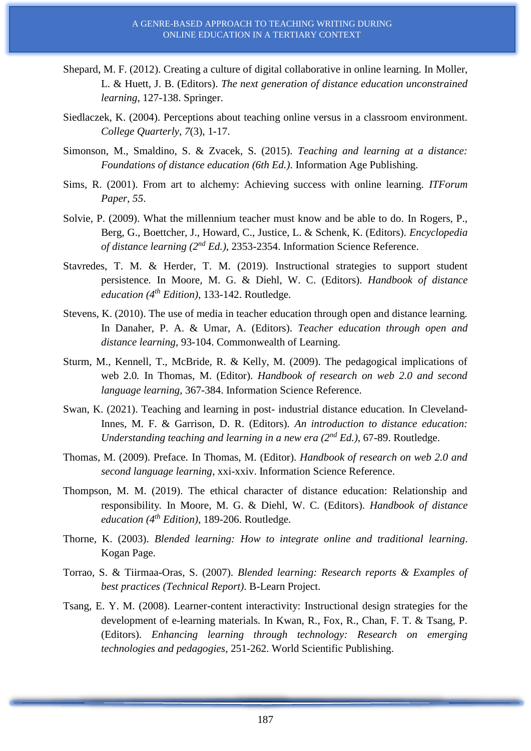Shepard, M. F. (2012). Creating a culture of digital collaborative in online learning. In Moller, L. & Huett, J. B. (Editors). *The next generation of distance education unconstrained learning*, 127-138. Springer.

Siedlaczek, K. (2004). Perceptions about teaching online versus in a classroom environment. *College Quarterly*, *7*(3), 1-17.

Simonson, M., Smaldino, S. & Zvacek, S. (2015). *Teaching and learning at a distance: Foundations of distance education (6th Ed.)*. Information Age Publishing.

Sims, R. (2001). From art to alchemy: Achieving success with online learning. *ITForum Paper*, *55*.

Solvie, P. (2009). What the millennium teacher must know and be able to do. In Rogers, P., Berg, G., Boettcher, J., Howard, C., Justice, L. & Schenk, K. (Editors). *Encyclopedia of distance learning (2nd Ed.)*, 2353-2354. Information Science Reference.

Stavredes, T. M. & Herder, T. M. (2019). Instructional strategies to support student persistence. In Moore, M. G. & Diehl, W. C. (Editors). *Handbook of distance education (4th Edition)*, 133-142. Routledge.

Stevens, K. (2010). The use of media in teacher education through open and distance learning. In Danaher, P. A. & Umar, A. (Editors). *Teacher education through open and distance learning*, 93-104. Commonwealth of Learning.

Sturm, M., Kennell, T., McBride, R. & Kelly, M. (2009). The pedagogical implications of web 2.0. In Thomas, M. (Editor). *Handbook of research on web 2.0 and second language learning*, 367-384. Information Science Reference.

Swan, K. (2021). Teaching and learning in post- industrial distance education. In Cleveland-Innes, M. F. & Garrison, D. R. (Editors). *An introduction to distance education: Understanding teaching and learning in a new era (2nd Ed.)*, 67-89. Routledge.

Thomas, M. (2009). Preface. In Thomas, M. (Editor). *Handbook of research on web 2.0 and second language learning*, xxi-xxiv. Information Science Reference.

Thompson, M. M. (2019). The ethical character of distance education: Relationship and responsibility. In Moore, M. G. & Diehl, W. C. (Editors). *Handbook of distance education (4th Edition)*, 189-206. Routledge.

Thorne, K. (2003). *Blended learning: How to integrate online and traditional learning*. Kogan Page.

Torrao, S. & Tiirmaa-Oras, S. (2007). *Blended learning: Research reports & Examples of best practices (Technical Report)*. B-Learn Project.

Tsang, E. Y. M. (2008). Learner-content interactivity: Instructional design strategies for the development of e-learning materials. In Kwan, R., Fox, R., Chan, F. T. & Tsang, P. (Editors). *Enhancing learning through technology: Research on emerging technologies and pedagogies*, 251-262. World Scientific Publishing.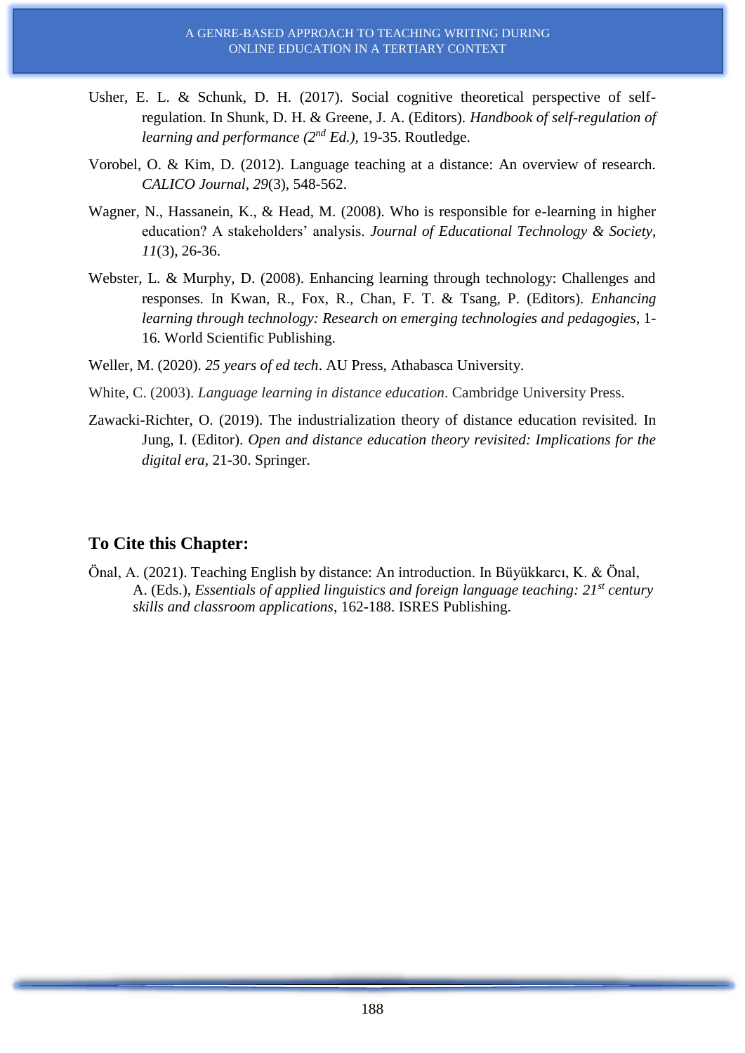Usher, E. L. & Schunk, D. H. (2017). Social cognitive theoretical perspective of self-regulation. In Shunk, D. H. & Greene, J. A. (Editors). *Handbook of self-regulation of learning and performance (2nd Ed.),* 19-35. Routledge.

Vorobel, O. & Kim, D. (2012). Language teaching at a distance: An overview of research. *CALICO Journal*, *29*(3), 548-562.

Wagner, N., Hassanein, K., & Head, M. (2008). Who is responsible for e-learning in higher education? A stakeholders' analysis. *Journal of Educational Technology & Society*, *11*(3), 26-36.

Webster, L. & Murphy, D. (2008). Enhancing learning through technology: Challenges and responses. In Kwan, R., Fox, R., Chan, F. T. & Tsang, P. (Editors). *Enhancing learning through technology: Research on emerging technologies and pedagogies*, 1-16. World Scientific Publishing.

Weller, M. (2020). *25 years of ed tech*. AU Press, Athabasca University.

White, C. (2003). *Language learning in distance education*. Cambridge University Press.

Zawacki-Richter, O. (2019). The industrialization theory of distance education revisited. In Jung, I. (Editor). *Open and distance education theory revisited: Implications for the digital era*, 21-30. Springer.

## To Cite this Chapter:

Önal, A. (2021). Teaching English by distance: An introduction. In Büyükkarcı, K. & Önal, A. (Eds.), *Essentials of applied linguistics and foreign language teaching: 21st century skills and classroom applications*, 162-188. ISRES Publishing.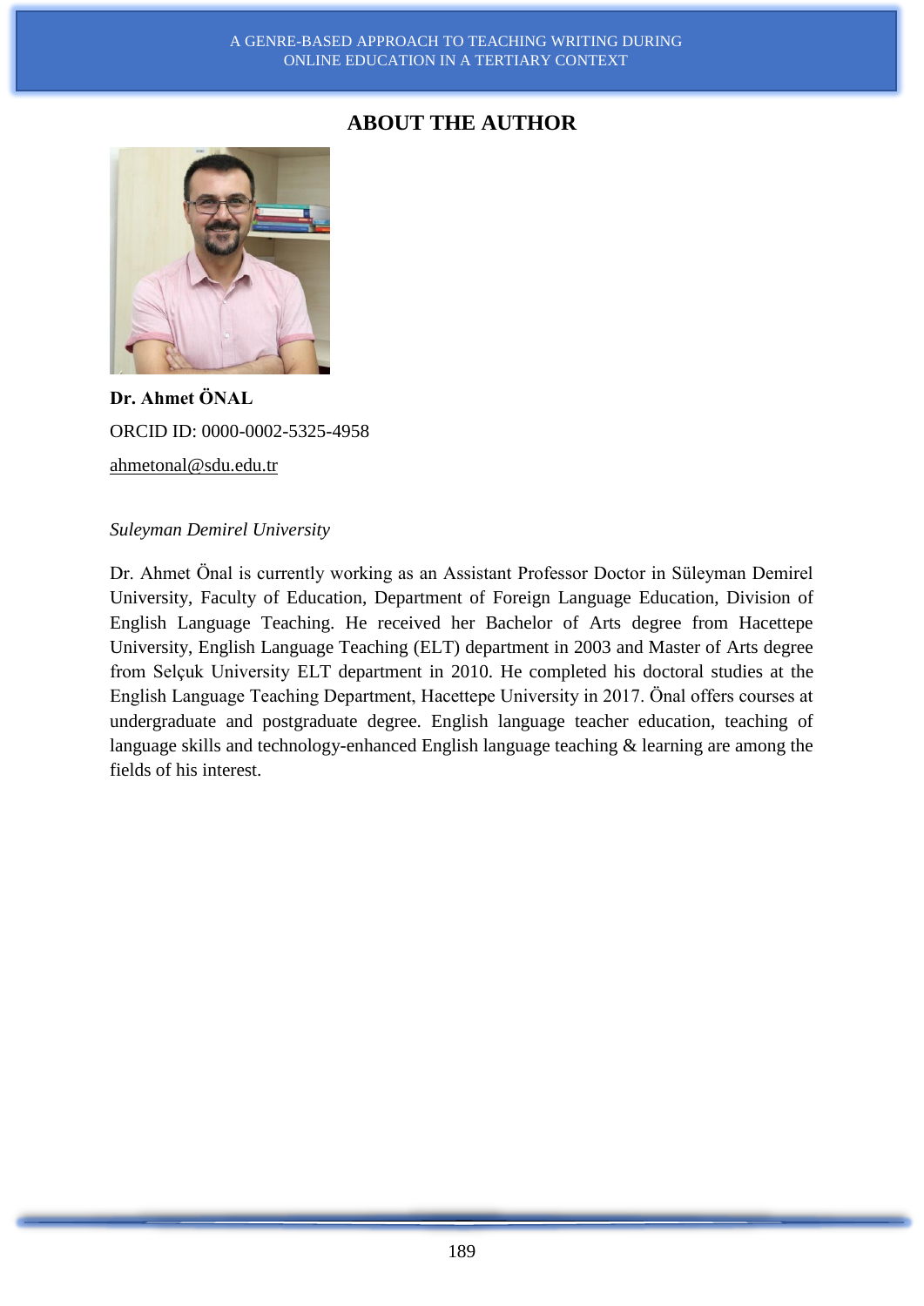## ABOUT THE AUTHOR

**Dr. Ahmet ÖNAL**

ORCID ID: 0000-0002-5325-4958

ahmetonal@sdu.edu.tr

*Suleyman Demirel University*

Dr. Ahmet Önal is currently working as an Assistant Professor Doctor in Süleyman Demirel University, Faculty of Education, Department of Foreign Language Education, Division of English Language Teaching. He received her Bachelor of Arts degree from Hacettepe University, English Language Teaching (ELT) department in 2003 and Master of Arts degree from Selçuk University ELT department in 2010. He completed his doctoral studies at the English Language Teaching Department, Hacettepe University in 2017. Önal offers courses at undergraduate and postgraduate degree. English language teacher education, teaching of language skills and technology-enhanced English language teaching & learning are among the fields of his interest.